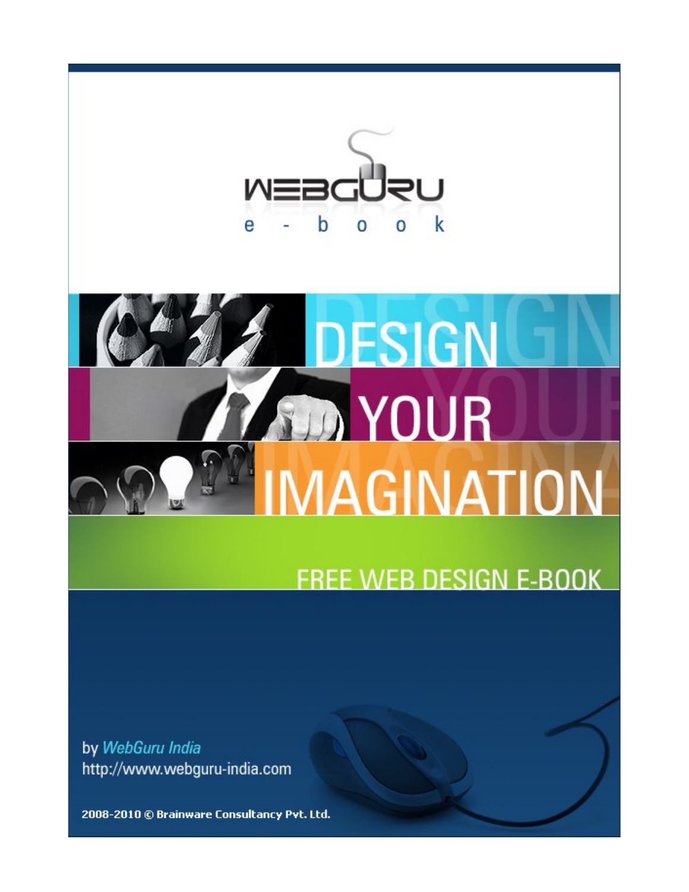# WEBGURU e-book

# DESIGN YOUR IMAGINATION

## FREE WEB DESIGN E-BOOK

by *WebGuru India*
http://www.webguru-india.com

2008-2010 © Brainware Consultancy Pvt. Ltd.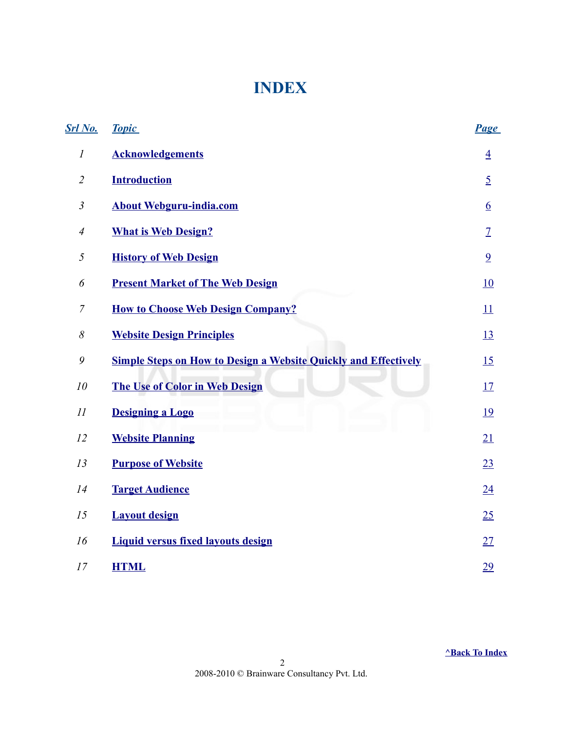# INDEX

| Srl No. | Topic | Page |
|---|---|---|
| 1 | Acknowledgements | 4 |
| 2 | Introduction | 5 |
| 3 | About Webguru-india.com | 6 |
| 4 | What is Web Design? | 7 |
| 5 | History of Web Design | 9 |
| 6 | Present Market of The Web Design | 10 |
| 7 | How to Choose Web Design Company? | 11 |
| 8 | Website Design Principles | 13 |
| 9 | Simple Steps on How to Design a Website Quickly and Effectively | 15 |
| 10 | The Use of Color in Web Design | 17 |
| 11 | Designing a Logo | 19 |
| 12 | Website Planning | 21 |
| 13 | Purpose of Website | 23 |
| 14 | Target Audience | 24 |
| 15 | Layout design | 25 |
| 16 | Liquid versus fixed layouts design | 27 |
| 17 | HTML | 29 |

^Back To Index

2008-2010 © Brainware Consultancy Pvt. Ltd.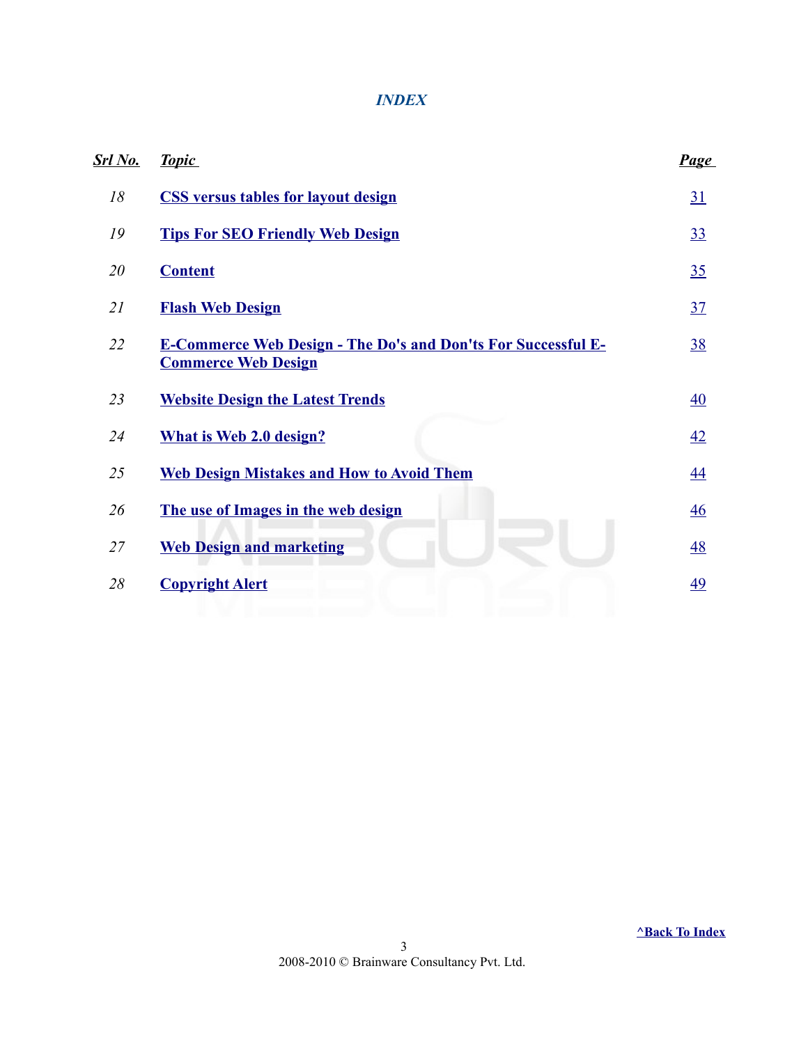*INDEX*

| ***Srl No.*** | ***Topic*** | ***Page*** |
|---|---|---|
| *18* | **CSS versus tables for layout design** | 31 |
| *19* | **Tips For SEO Friendly Web Design** | 33 |
| *20* | **Content** | 35 |
| *21* | **Flash Web Design** | 37 |
| *22* | **E-Commerce Web Design - The Do's and Don'ts For Successful E-Commerce Web Design** | 38 |
| *23* | **Website Design the Latest Trends** | 40 |
| *24* | **What is Web 2.0 design?** | 42 |
| *25* | **Web Design Mistakes and How to Avoid Them** | 44 |
| *26* | **The use of Images in the web design** | 46 |
| *27* | **Web Design and marketing** | 48 |
| *28* | **Copyright Alert** | 49 |

**^Back To Index**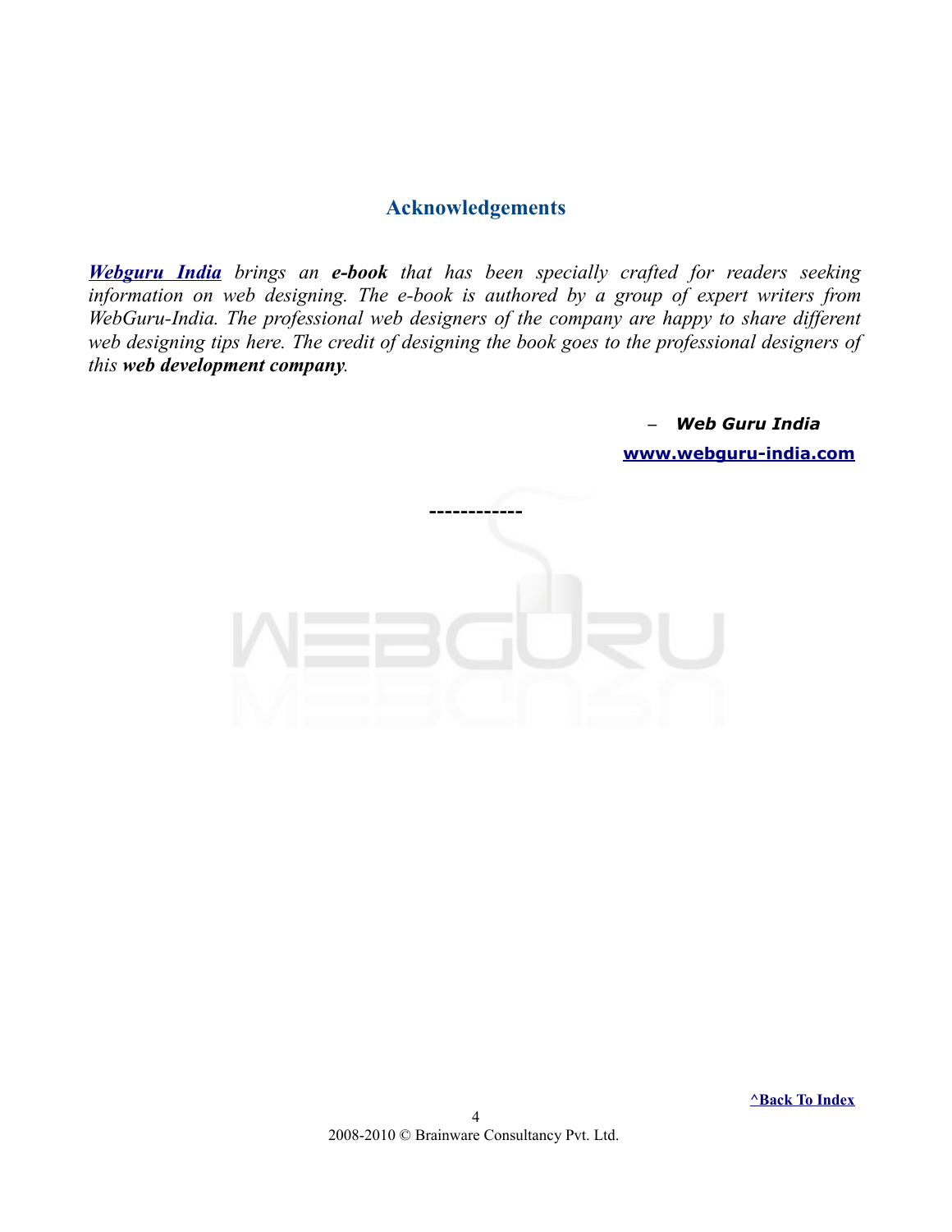## Acknowledgements

***Webguru India*** *brings an* ***e-book*** *that has been specially crafted for readers seeking information on web designing. The e-book is authored by a group of expert writers from WebGuru-India. The professional web designers of the company are happy to share different web designing tips here. The credit of designing the book goes to the professional designers of this* ***web development company****.*

– ***Web Guru India***

**www.webguru-india.com**

------------

^Back To Index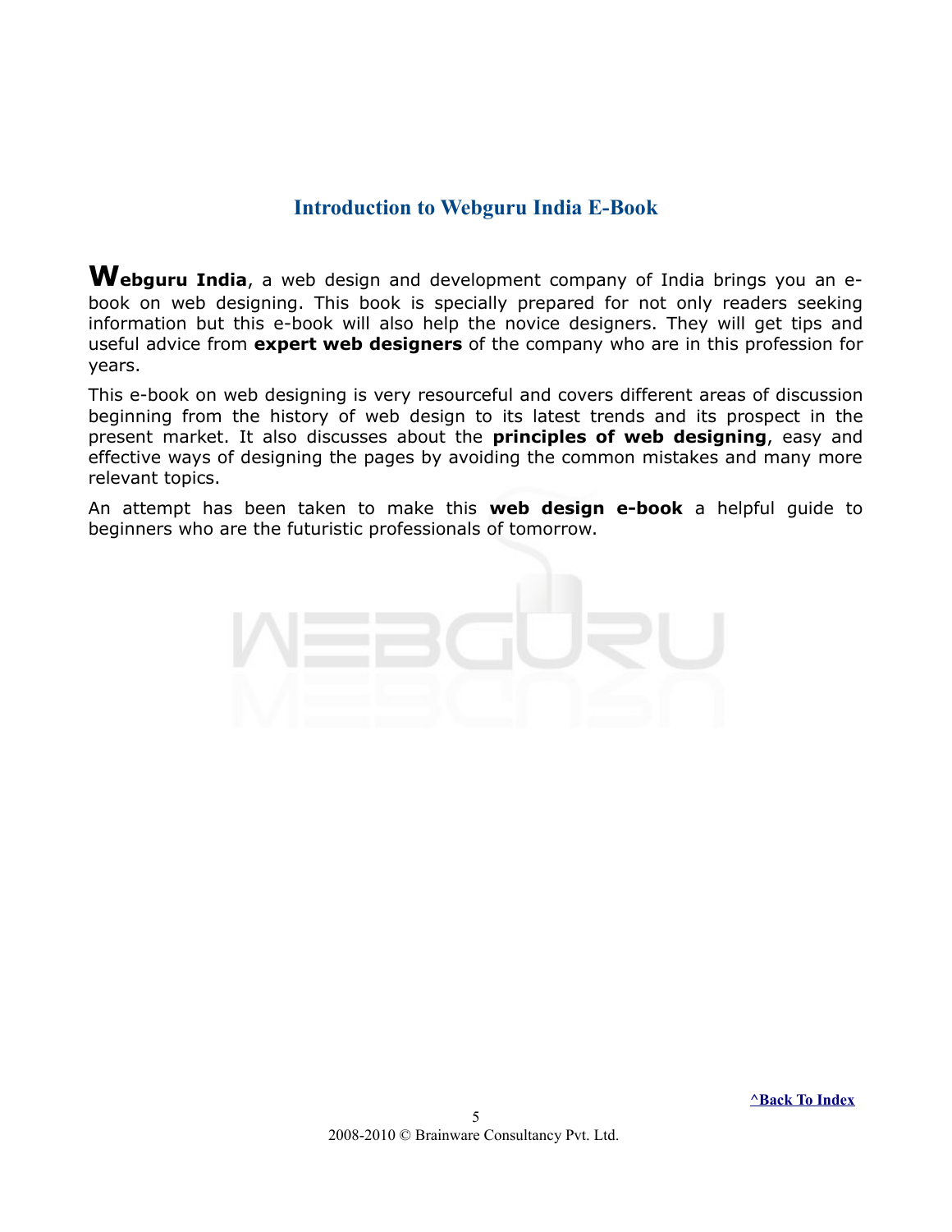## Introduction to Webguru India E-Book

**Webguru India**, a web design and development company of India brings you an e-book on web designing. This book is specially prepared for not only readers seeking information but this e-book will also help the novice designers. They will get tips and useful advice from **expert web designers** of the company who are in this profession for years.

This e-book on web designing is very resourceful and covers different areas of discussion beginning from the history of web design to its latest trends and its prospect in the present market. It also discusses about the **principles of web designing**, easy and effective ways of designing the pages by avoiding the common mistakes and many more relevant topics.

An attempt has been taken to make this **web design e-book** a helpful guide to beginners who are the futuristic professionals of tomorrow.

^Back To Index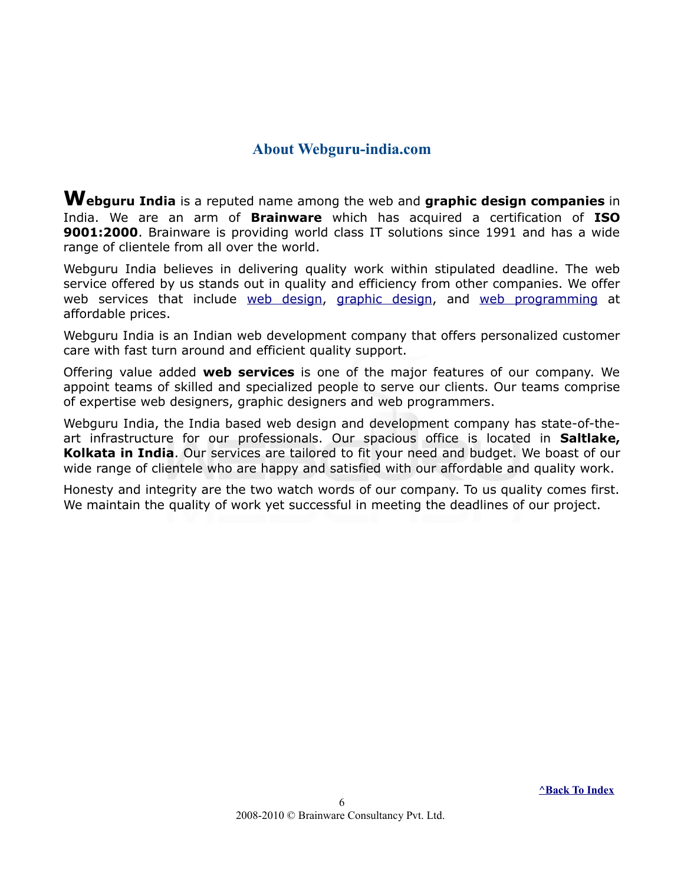## About Webguru-india.com

**Webguru India** is a reputed name among the web and **graphic design companies** in India. We are an arm of **Brainware** which has acquired a certification of **ISO 9001:2000**. Brainware is providing world class IT solutions since 1991 and has a wide range of clientele from all over the world.

Webguru India believes in delivering quality work within stipulated deadline. The web service offered by us stands out in quality and efficiency from other companies. We offer web services that include web design, graphic design, and web programming at affordable prices.

Webguru India is an Indian web development company that offers personalized customer care with fast turn around and efficient quality support.

Offering value added **web services** is one of the major features of our company. We appoint teams of skilled and specialized people to serve our clients. Our teams comprise of expertise web designers, graphic designers and web programmers.

Webguru India, the India based web design and development company has state-of-the-art infrastructure for our professionals. Our spacious office is located in **Saltlake, Kolkata in India**. Our services are tailored to fit your need and budget. We boast of our wide range of clientele who are happy and satisfied with our affordable and quality work.

Honesty and integrity are the two watch words of our company. To us quality comes first. We maintain the quality of work yet successful in meeting the deadlines of our project.

**^Back To Index**

2008-2010 © Brainware Consultancy Pvt. Ltd.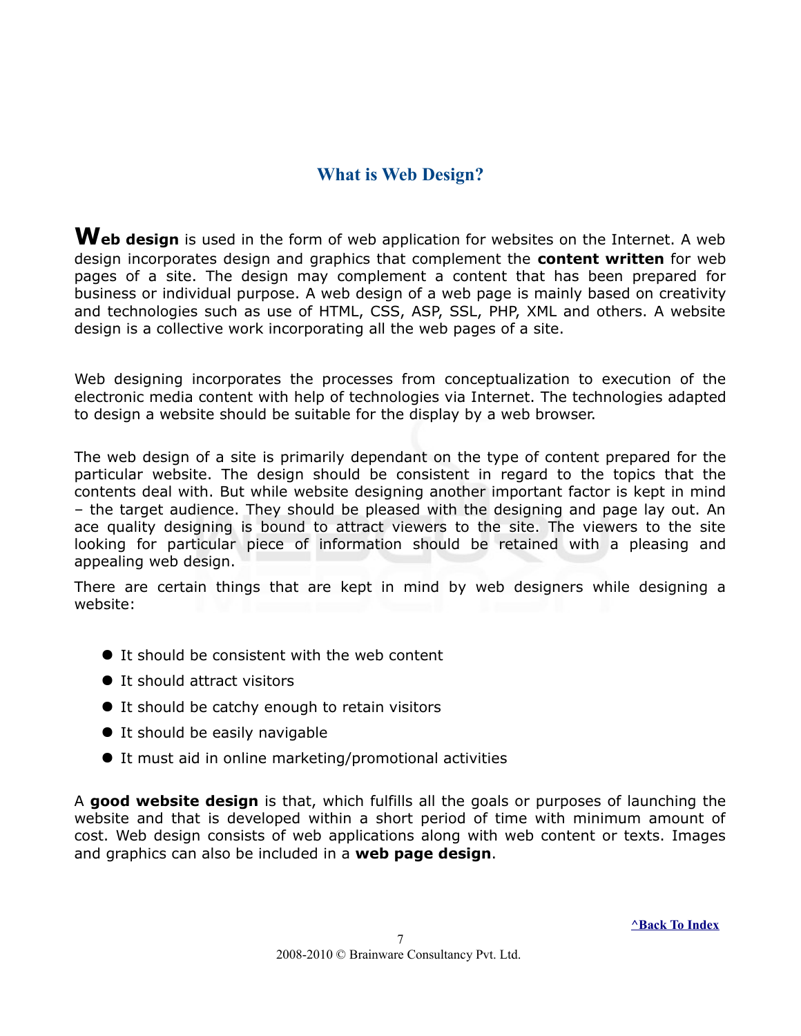## What is Web Design?

**Web design** is used in the form of web application for websites on the Internet. A web design incorporates design and graphics that complement the **content written** for web pages of a site. The design may complement a content that has been prepared for business or individual purpose. A web design of a web page is mainly based on creativity and technologies such as use of HTML, CSS, ASP, SSL, PHP, XML and others. A website design is a collective work incorporating all the web pages of a site.

Web designing incorporates the processes from conceptualization to execution of the electronic media content with help of technologies via Internet. The technologies adapted to design a website should be suitable for the display by a web browser.

The web design of a site is primarily dependant on the type of content prepared for the particular website. The design should be consistent in regard to the topics that the contents deal with. But while website designing another important factor is kept in mind – the target audience. They should be pleased with the designing and page lay out. An ace quality designing is bound to attract viewers to the site. The viewers to the site looking for particular piece of information should be retained with a pleasing and appealing web design.

There are certain things that are kept in mind by web designers while designing a website:

- It should be consistent with the web content
- It should attract visitors
- It should be catchy enough to retain visitors
- It should be easily navigable
- It must aid in online marketing/promotional activities

A **good website design** is that, which fulfills all the goals or purposes of launching the website and that is developed within a short period of time with minimum amount of cost. Web design consists of web applications along with web content or texts. Images and graphics can also be included in a **web page design**.

^Back To Index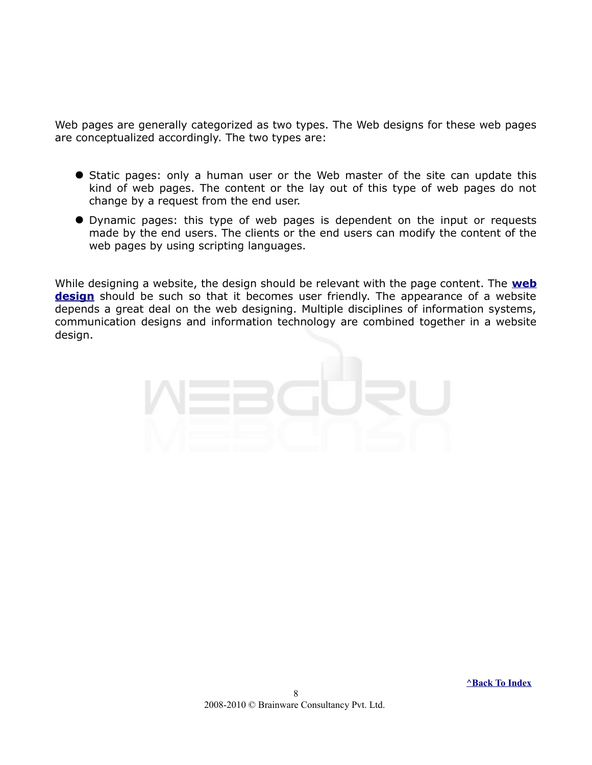Web pages are generally categorized as two types. The Web designs for these web pages are conceptualized accordingly. The two types are:

- Static pages: only a human user or the Web master of the site can update this kind of web pages. The content or the lay out of this type of web pages do not change by a request from the end user.
- Dynamic pages: this type of web pages is dependent on the input or requests made by the end users. The clients or the end users can modify the content of the web pages by using scripting languages.

While designing a website, the design should be relevant with the page content. The **web design** should be such so that it becomes user friendly. The appearance of a website depends a great deal on the web designing. Multiple disciplines of information systems, communication designs and information technology are combined together in a website design.

^Back To Index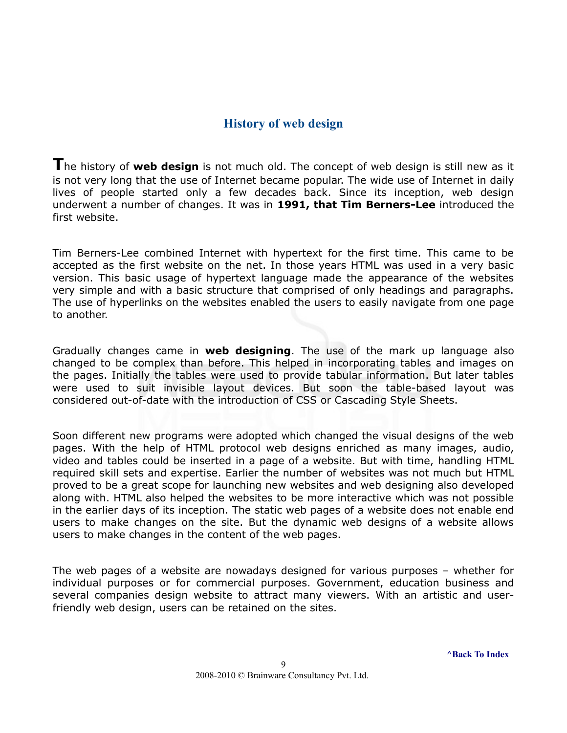## History of web design

The history of **web design** is not much old. The concept of web design is still new as it is not very long that the use of Internet became popular. The wide use of Internet in daily lives of people started only a few decades back. Since its inception, web design underwent a number of changes. It was in **1991, that Tim Berners-Lee** introduced the first website.

Tim Berners-Lee combined Internet with hypertext for the first time. This came to be accepted as the first website on the net. In those years HTML was used in a very basic version. This basic usage of hypertext language made the appearance of the websites very simple and with a basic structure that comprised of only headings and paragraphs. The use of hyperlinks on the websites enabled the users to easily navigate from one page to another.

Gradually changes came in **web designing**. The use of the mark up language also changed to be complex than before. This helped in incorporating tables and images on the pages. Initially the tables were used to provide tabular information. But later tables were used to suit invisible layout devices. But soon the table-based layout was considered out-of-date with the introduction of CSS or Cascading Style Sheets.

Soon different new programs were adopted which changed the visual designs of the web pages. With the help of HTML protocol web designs enriched as many images, audio, video and tables could be inserted in a page of a website. But with time, handling HTML required skill sets and expertise. Earlier the number of websites was not much but HTML proved to be a great scope for launching new websites and web designing also developed along with. HTML also helped the websites to be more interactive which was not possible in the earlier days of its inception. The static web pages of a website does not enable end users to make changes on the site. But the dynamic web designs of a website allows users to make changes in the content of the web pages.

The web pages of a website are nowadays designed for various purposes – whether for individual purposes or for commercial purposes. Government, education business and several companies design website to attract many viewers. With an artistic and user-friendly web design, users can be retained on the sites.

^Back To Index

2008-2010 © Brainware Consultancy Pvt. Ltd.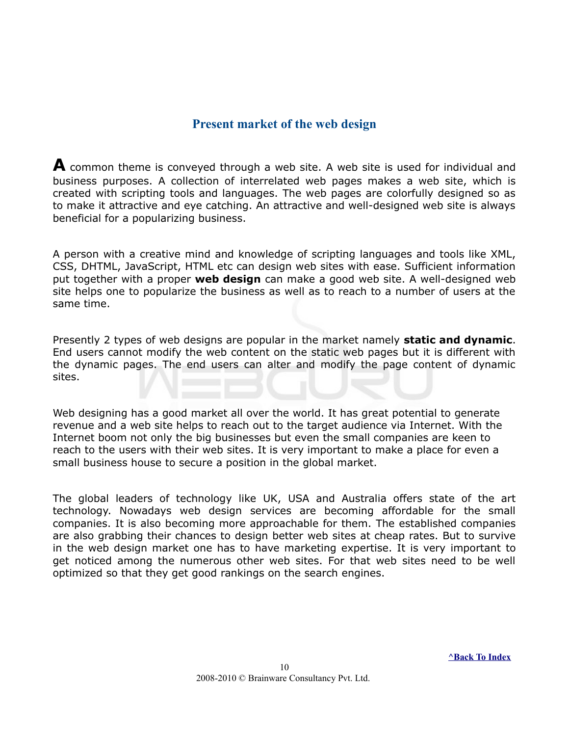## Present market of the web design

A common theme is conveyed through a web site. A web site is used for individual and business purposes. A collection of interrelated web pages makes a web site, which is created with scripting tools and languages. The web pages are colorfully designed so as to make it attractive and eye catching. An attractive and well-designed web site is always beneficial for a popularizing business.

A person with a creative mind and knowledge of scripting languages and tools like XML, CSS, DHTML, JavaScript, HTML etc can design web sites with ease. Sufficient information put together with a proper **web design** can make a good web site. A well-designed web site helps one to popularize the business as well as to reach to a number of users at the same time.

Presently 2 types of web designs are popular in the market namely **static and dynamic**. End users cannot modify the web content on the static web pages but it is different with the dynamic pages. The end users can alter and modify the page content of dynamic sites.

Web designing has a good market all over the world. It has great potential to generate revenue and a web site helps to reach out to the target audience via Internet. With the Internet boom not only the big businesses but even the small companies are keen to reach to the users with their web sites. It is very important to make a place for even a small business house to secure a position in the global market.

The global leaders of technology like UK, USA and Australia offers state of the art technology. Nowadays web design services are becoming affordable for the small companies. It is also becoming more approachable for them. The established companies are also grabbing their chances to design better web sites at cheap rates. But to survive in the web design market one has to have marketing expertise. It is very important to get noticed among the numerous other web sites. For that web sites need to be well optimized so that they get good rankings on the search engines.

^Back To Index

2008-2010 © Brainware Consultancy Pvt. Ltd.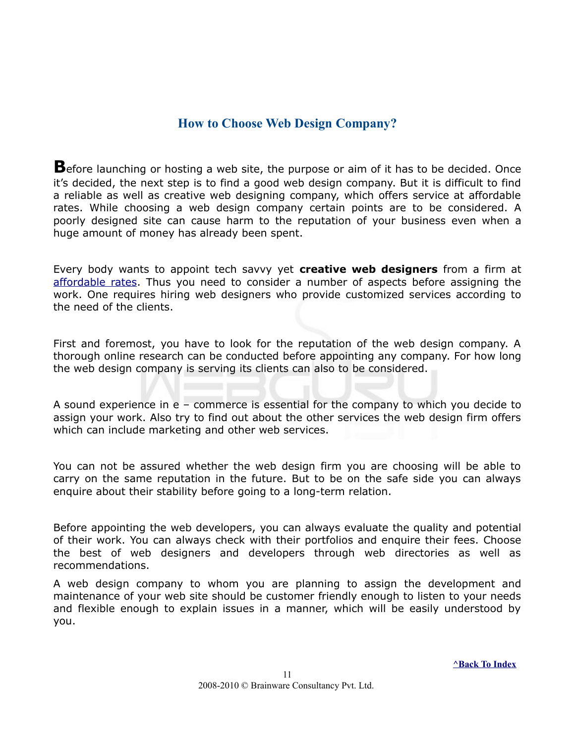## How to Choose Web Design Company?

Before launching or hosting a web site, the purpose or aim of it has to be decided. Once it's decided, the next step is to find a good web design company. But it is difficult to find a reliable as well as creative web designing company, which offers service at affordable rates. While choosing a web design company certain points are to be considered. A poorly designed site can cause harm to the reputation of your business even when a huge amount of money has already been spent.

Every body wants to appoint tech savvy yet **creative web designers** from a firm at affordable rates. Thus you need to consider a number of aspects before assigning the work. One requires hiring web designers who provide customized services according to the need of the clients.

First and foremost, you have to look for the reputation of the web design company. A thorough online research can be conducted before appointing any company. For how long the web design company is serving its clients can also to be considered.

A sound experience in e – commerce is essential for the company to which you decide to assign your work. Also try to find out about the other services the web design firm offers which can include marketing and other web services.

You can not be assured whether the web design firm you are choosing will be able to carry on the same reputation in the future. But to be on the safe side you can always enquire about their stability before going to a long-term relation.

Before appointing the web developers, you can always evaluate the quality and potential of their work. You can always check with their portfolios and enquire their fees. Choose the best of web designers and developers through web directories as well as recommendations.

A web design company to whom you are planning to assign the development and maintenance of your web site should be customer friendly enough to listen to your needs and flexible enough to explain issues in a manner, which will be easily understood by you.

^Back To Index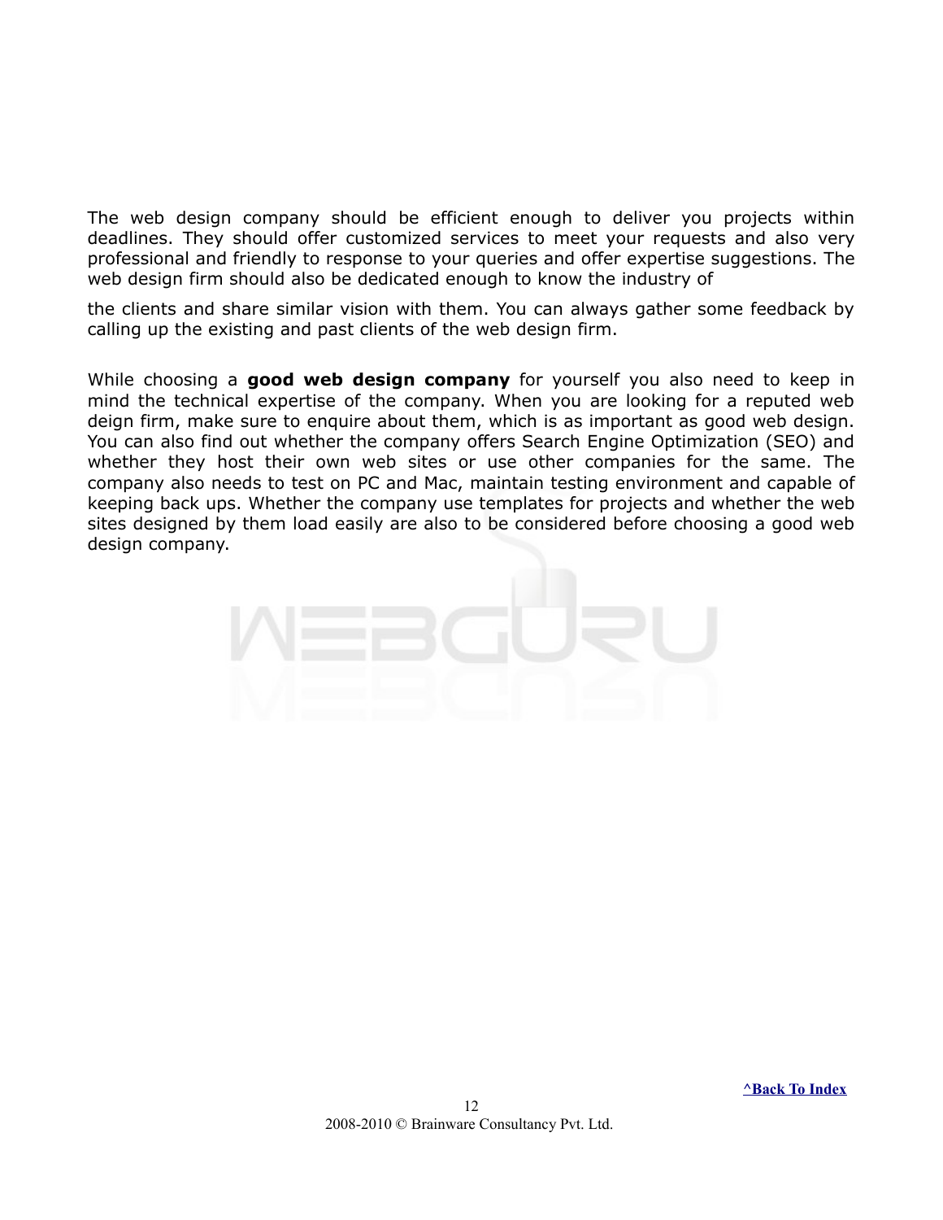The web design company should be efficient enough to deliver you projects within deadlines. They should offer customized services to meet your requests and also very professional and friendly to response to your queries and offer expertise suggestions. The web design firm should also be dedicated enough to know the industry of

the clients and share similar vision with them. You can always gather some feedback by calling up the existing and past clients of the web design firm.

While choosing a **good web design company** for yourself you also need to keep in mind the technical expertise of the company. When you are looking for a reputed web deign firm, make sure to enquire about them, which is as important as good web design. You can also find out whether the company offers Search Engine Optimization (SEO) and whether they host their own web sites or use other companies for the same. The company also needs to test on PC and Mac, maintain testing environment and capable of keeping back ups. Whether the company use templates for projects and whether the web sites designed by them load easily are also to be considered before choosing a good web design company.

^Back To Index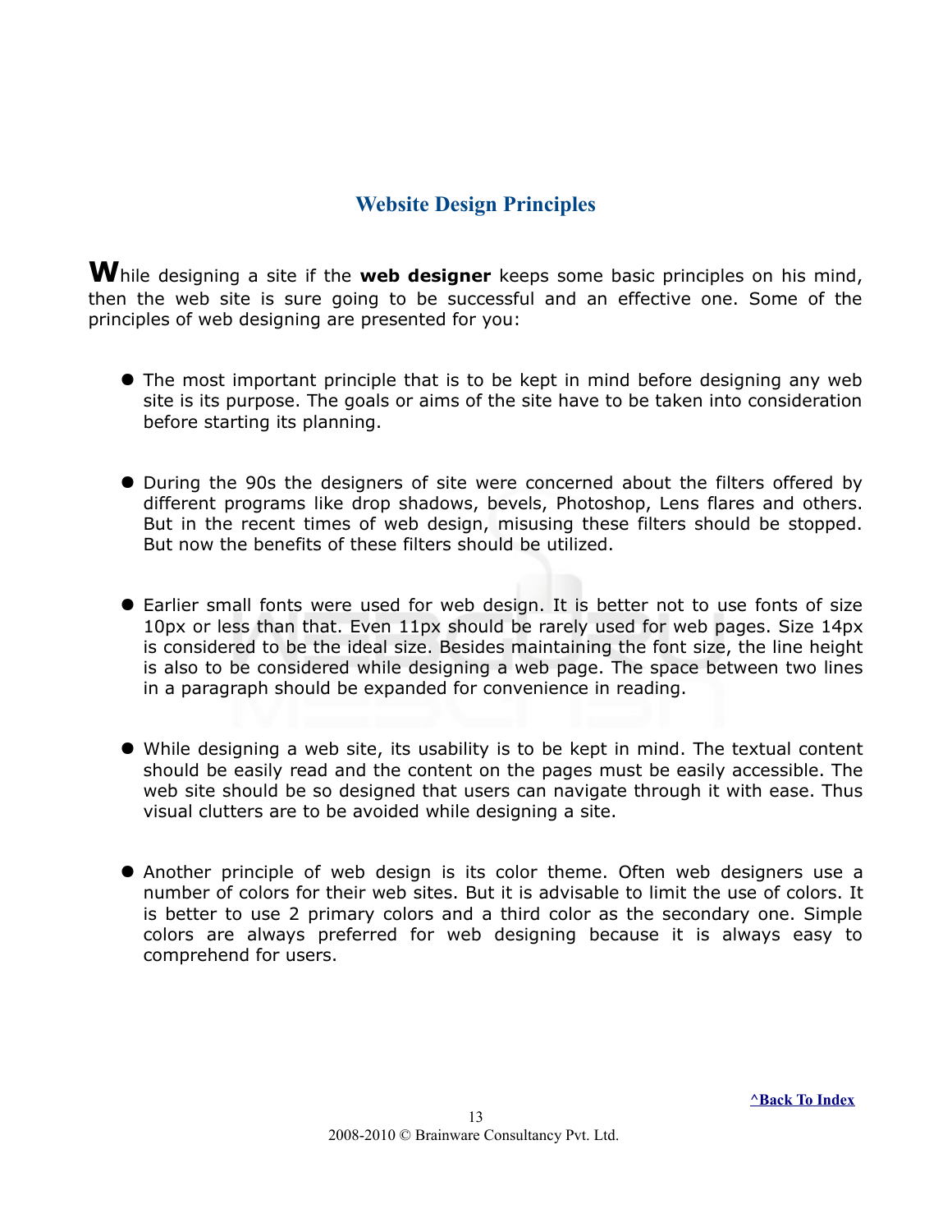## Website Design Principles

**W**hile designing a site if the **web designer** keeps some basic principles on his mind, then the web site is sure going to be successful and an effective one. Some of the principles of web designing are presented for you:

- The most important principle that is to be kept in mind before designing any web site is its purpose. The goals or aims of the site have to be taken into consideration before starting its planning.

- During the 90s the designers of site were concerned about the filters offered by different programs like drop shadows, bevels, Photoshop, Lens flares and others. But in the recent times of web design, misusing these filters should be stopped. But now the benefits of these filters should be utilized.

- Earlier small fonts were used for web design. It is better not to use fonts of size 10px or less than that. Even 11px should be rarely used for web pages. Size 14px is considered to be the ideal size. Besides maintaining the font size, the line height is also to be considered while designing a web page. The space between two lines in a paragraph should be expanded for convenience in reading.

- While designing a web site, its usability is to be kept in mind. The textual content should be easily read and the content on the pages must be easily accessible. The web site should be so designed that users can navigate through it with ease. Thus visual clutters are to be avoided while designing a site.

- Another principle of web design is its color theme. Often web designers use a number of colors for their web sites. But it is advisable to limit the use of colors. It is better to use 2 primary colors and a third color as the secondary one. Simple colors are always preferred for web designing because it is always easy to comprehend for users.

^Back To Index

2008-2010 © Brainware Consultancy Pvt. Ltd.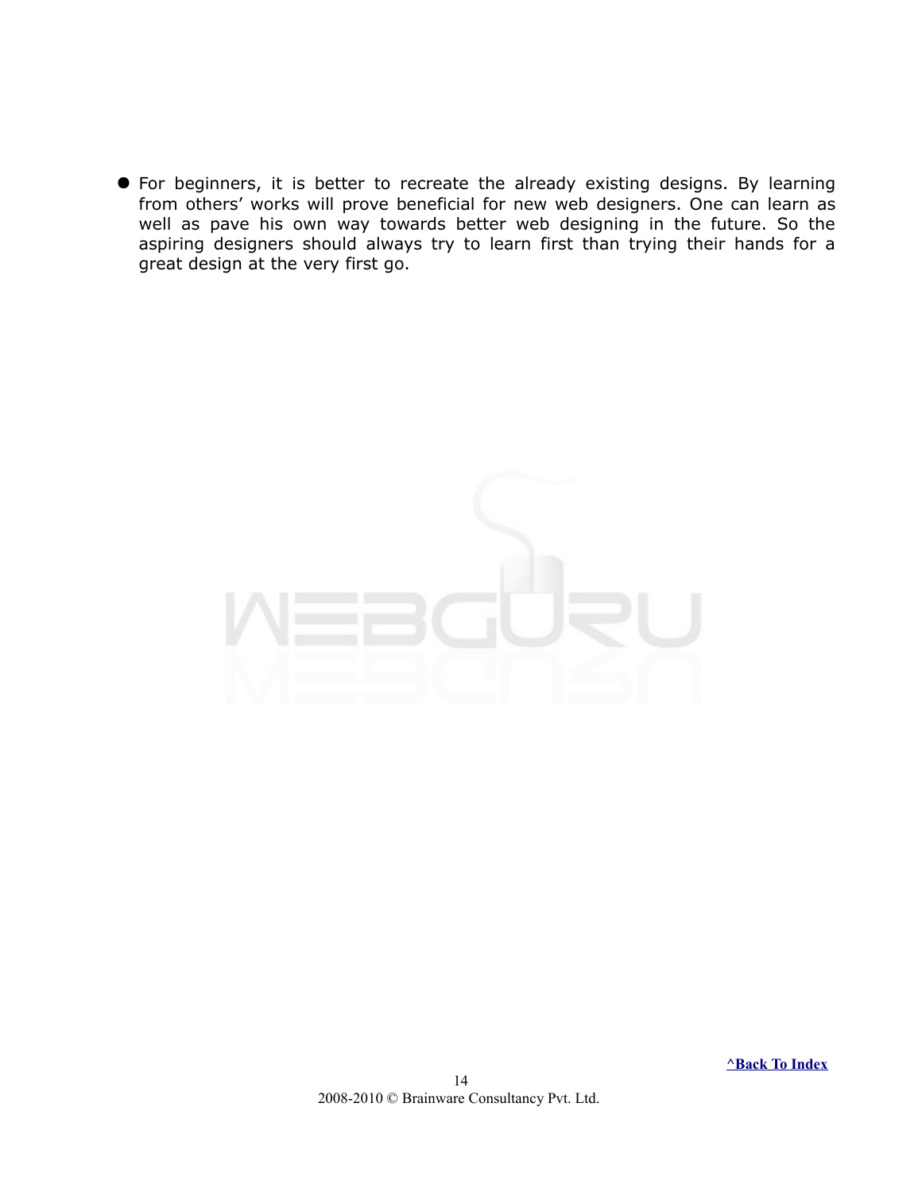- For beginners, it is better to recreate the already existing designs. By learning from others' works will prove beneficial for new web designers. One can learn as well as pave his own way towards better web designing in the future. So the aspiring designers should always try to learn first than trying their hands for a great design at the very first go.

^Back To Index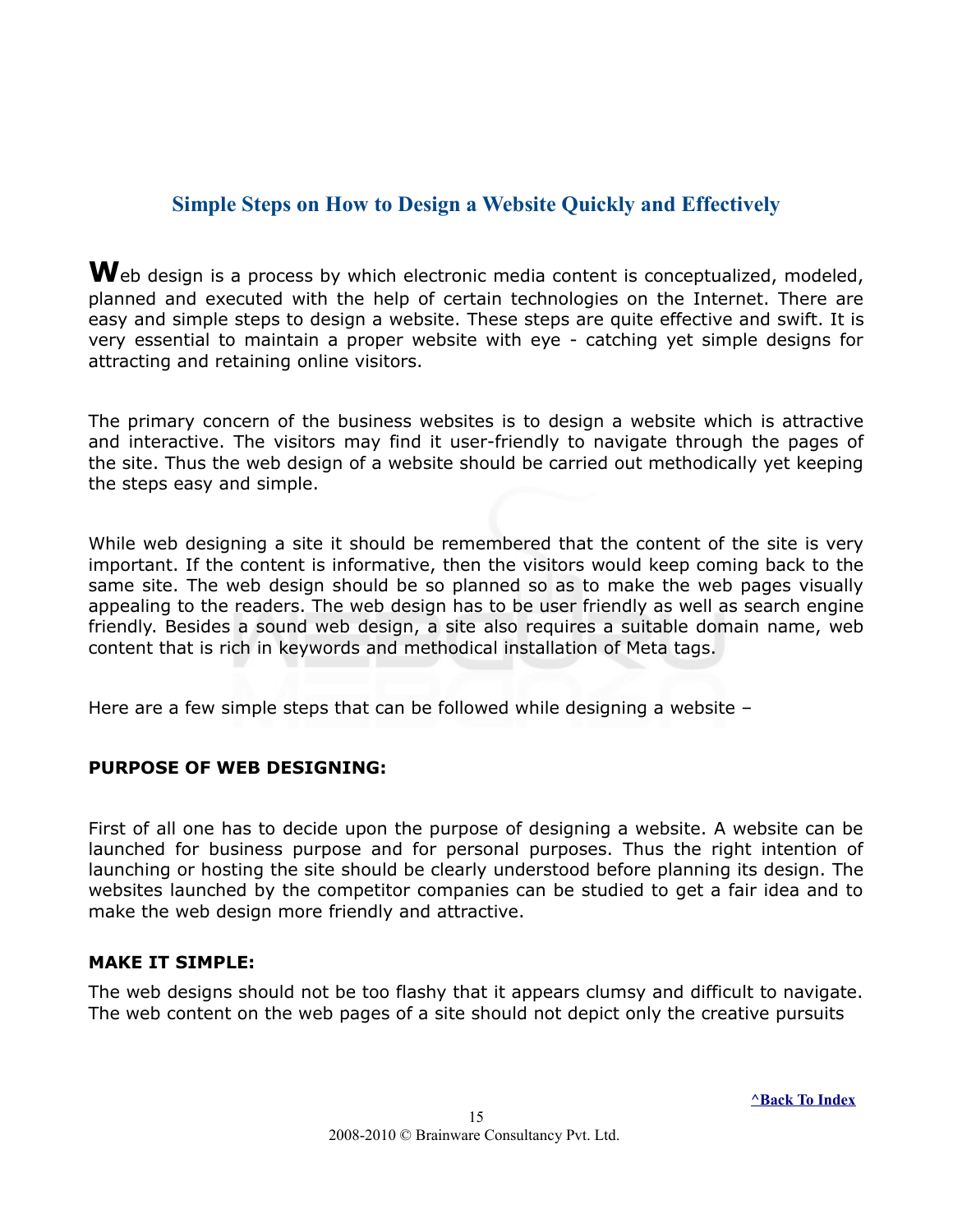## Simple Steps on How to Design a Website Quickly and Effectively

**W**eb design is a process by which electronic media content is conceptualized, modeled, planned and executed with the help of certain technologies on the Internet. There are easy and simple steps to design a website. These steps are quite effective and swift. It is very essential to maintain a proper website with eye - catching yet simple designs for attracting and retaining online visitors.

The primary concern of the business websites is to design a website which is attractive and interactive. The visitors may find it user-friendly to navigate through the pages of the site. Thus the web design of a website should be carried out methodically yet keeping the steps easy and simple.

While web designing a site it should be remembered that the content of the site is very important. If the content is informative, then the visitors would keep coming back to the same site. The web design should be so planned so as to make the web pages visually appealing to the readers. The web design has to be user friendly as well as search engine friendly. Besides a sound web design, a site also requires a suitable domain name, web content that is rich in keywords and methodical installation of Meta tags.

Here are a few simple steps that can be followed while designing a website –

**PURPOSE OF WEB DESIGNING:**

First of all one has to decide upon the purpose of designing a website. A website can be launched for business purpose and for personal purposes. Thus the right intention of launching or hosting the site should be clearly understood before planning its design. The websites launched by the competitor companies can be studied to get a fair idea and to make the web design more friendly and attractive.

**MAKE IT SIMPLE:**

The web designs should not be too flashy that it appears clumsy and difficult to navigate. The web content on the web pages of a site should not depict only the creative pursuits

^Back To Index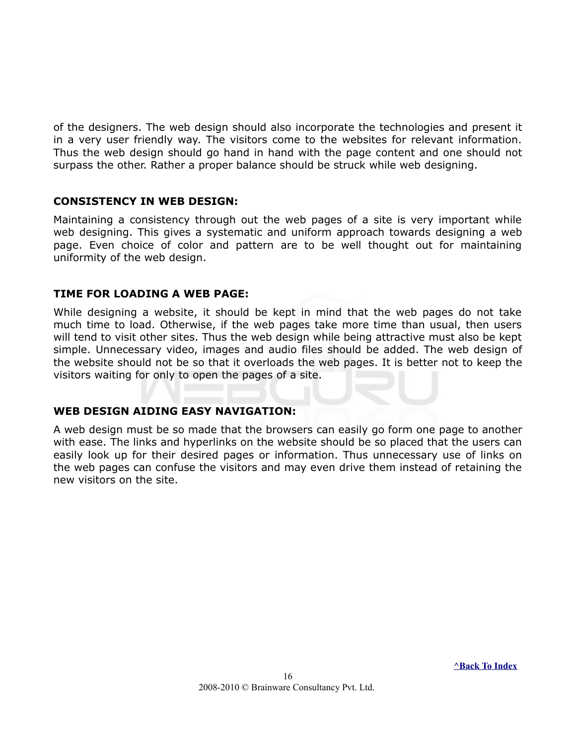of the designers. The web design should also incorporate the technologies and present it in a very user friendly way. The visitors come to the websites for relevant information. Thus the web design should go hand in hand with the page content and one should not surpass the other. Rather a proper balance should be struck while web designing.

**CONSISTENCY IN WEB DESIGN:**

Maintaining a consistency through out the web pages of a site is very important while web designing. This gives a systematic and uniform approach towards designing a web page. Even choice of color and pattern are to be well thought out for maintaining uniformity of the web design.

**TIME FOR LOADING A WEB PAGE:**

While designing a website, it should be kept in mind that the web pages do not take much time to load. Otherwise, if the web pages take more time than usual, then users will tend to visit other sites. Thus the web design while being attractive must also be kept simple. Unnecessary video, images and audio files should be added. The web design of the website should not be so that it overloads the web pages. It is better not to keep the visitors waiting for only to open the pages of a site.

**WEB DESIGN AIDING EASY NAVIGATION:**

A web design must be so made that the browsers can easily go form one page to another with ease. The links and hyperlinks on the website should be so placed that the users can easily look up for their desired pages or information. Thus unnecessary use of links on the web pages can confuse the visitors and may even drive them instead of retaining the new visitors on the site.

^Back To Index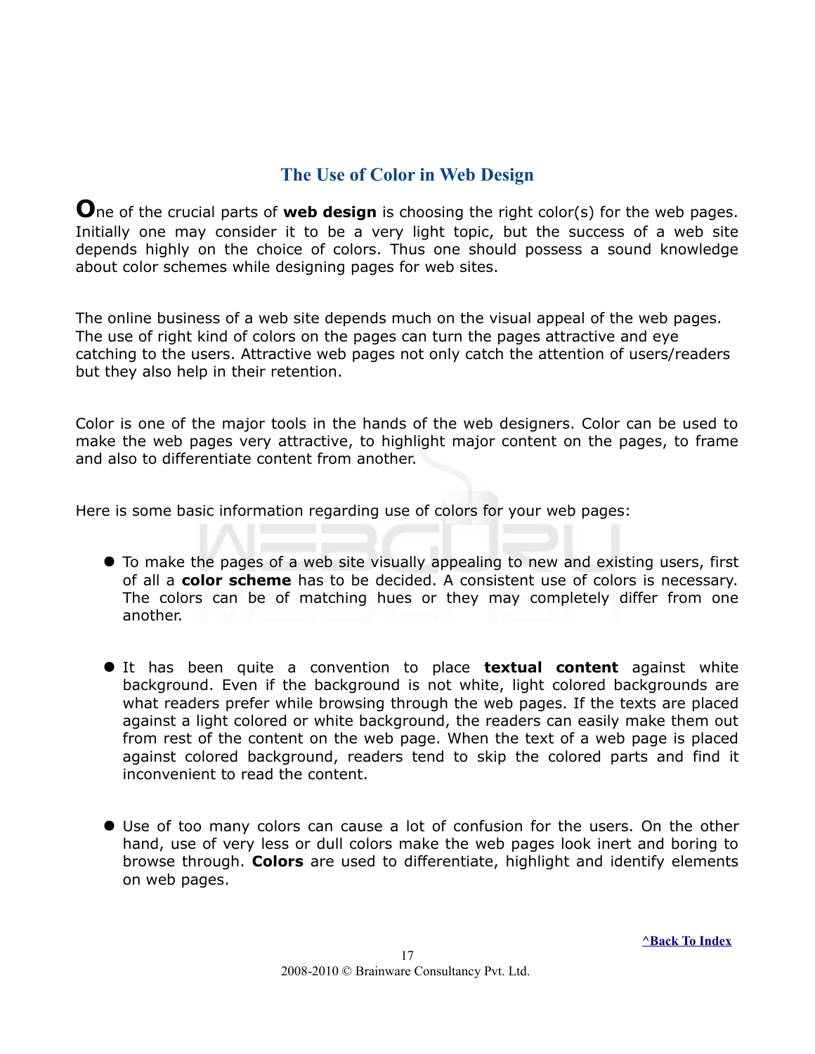## The Use of Color in Web Design

**O**ne of the crucial parts of **web design** is choosing the right color(s) for the web pages. Initially one may consider it to be a very light topic, but the success of a web site depends highly on the choice of colors. Thus one should possess a sound knowledge about color schemes while designing pages for web sites.

The online business of a web site depends much on the visual appeal of the web pages. The use of right kind of colors on the pages can turn the pages attractive and eye catching to the users. Attractive web pages not only catch the attention of users/readers but they also help in their retention.

Color is one of the major tools in the hands of the web designers. Color can be used to make the web pages very attractive, to highlight major content on the pages, to frame and also to differentiate content from another.

Here is some basic information regarding use of colors for your web pages:

- To make the pages of a web site visually appealing to new and existing users, first of all a **color scheme** has to be decided. A consistent use of colors is necessary. The colors can be of matching hues or they may completely differ from one another.

- It has been quite a convention to place **textual content** against white background. Even if the background is not white, light colored backgrounds are what readers prefer while browsing through the web pages. If the texts are placed against a light colored or white background, the readers can easily make them out from rest of the content on the web page. When the text of a web page is placed against colored background, readers tend to skip the colored parts and find it inconvenient to read the content.

- Use of too many colors can cause a lot of confusion for the users. On the other hand, use of very less or dull colors make the web pages look inert and boring to browse through. **Colors** are used to differentiate, highlight and identify elements on web pages.

^Back To Index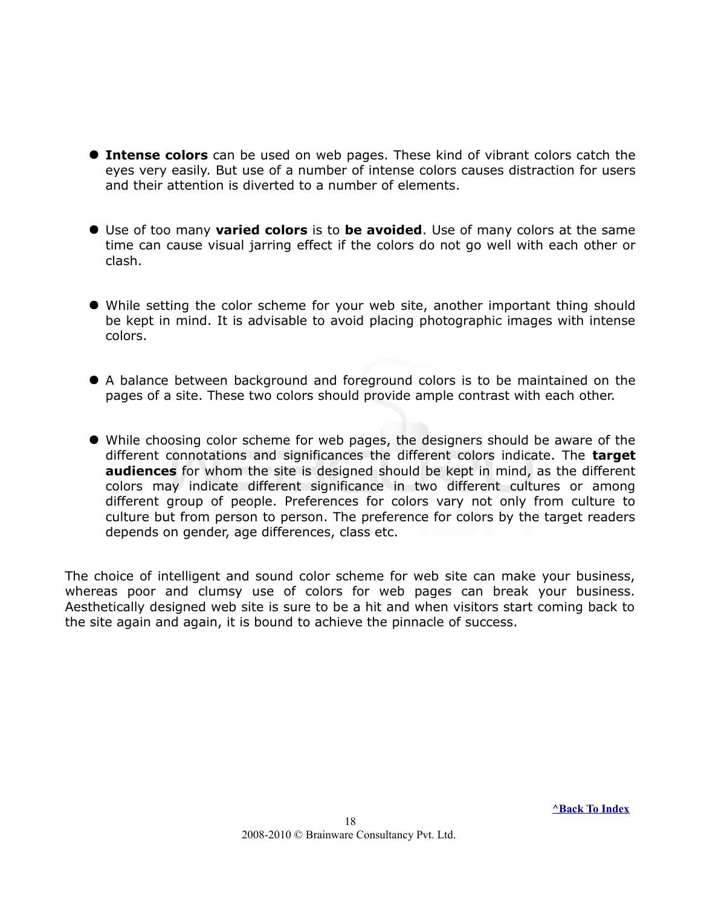- **Intense colors** can be used on web pages. These kind of vibrant colors catch the eyes very easily. But use of a number of intense colors causes distraction for users and their attention is diverted to a number of elements.

- Use of too many **varied colors** is to **be avoided**. Use of many colors at the same time can cause visual jarring effect if the colors do not go well with each other or clash.

- While setting the color scheme for your web site, another important thing should be kept in mind. It is advisable to avoid placing photographic images with intense colors.

- A balance between background and foreground colors is to be maintained on the pages of a site. These two colors should provide ample contrast with each other.

- While choosing color scheme for web pages, the designers should be aware of the different connotations and significances the different colors indicate. The **target audiences** for whom the site is designed should be kept in mind, as the different colors may indicate different significance in two different cultures or among different group of people. Preferences for colors vary not only from culture to culture but from person to person. The preference for colors by the target readers depends on gender, age differences, class etc.

The choice of intelligent and sound color scheme for web site can make your business, whereas poor and clumsy use of colors for web pages can break your business. Aesthetically designed web site is sure to be a hit and when visitors start coming back to the site again and again, it is bound to achieve the pinnacle of success.

^Back To Index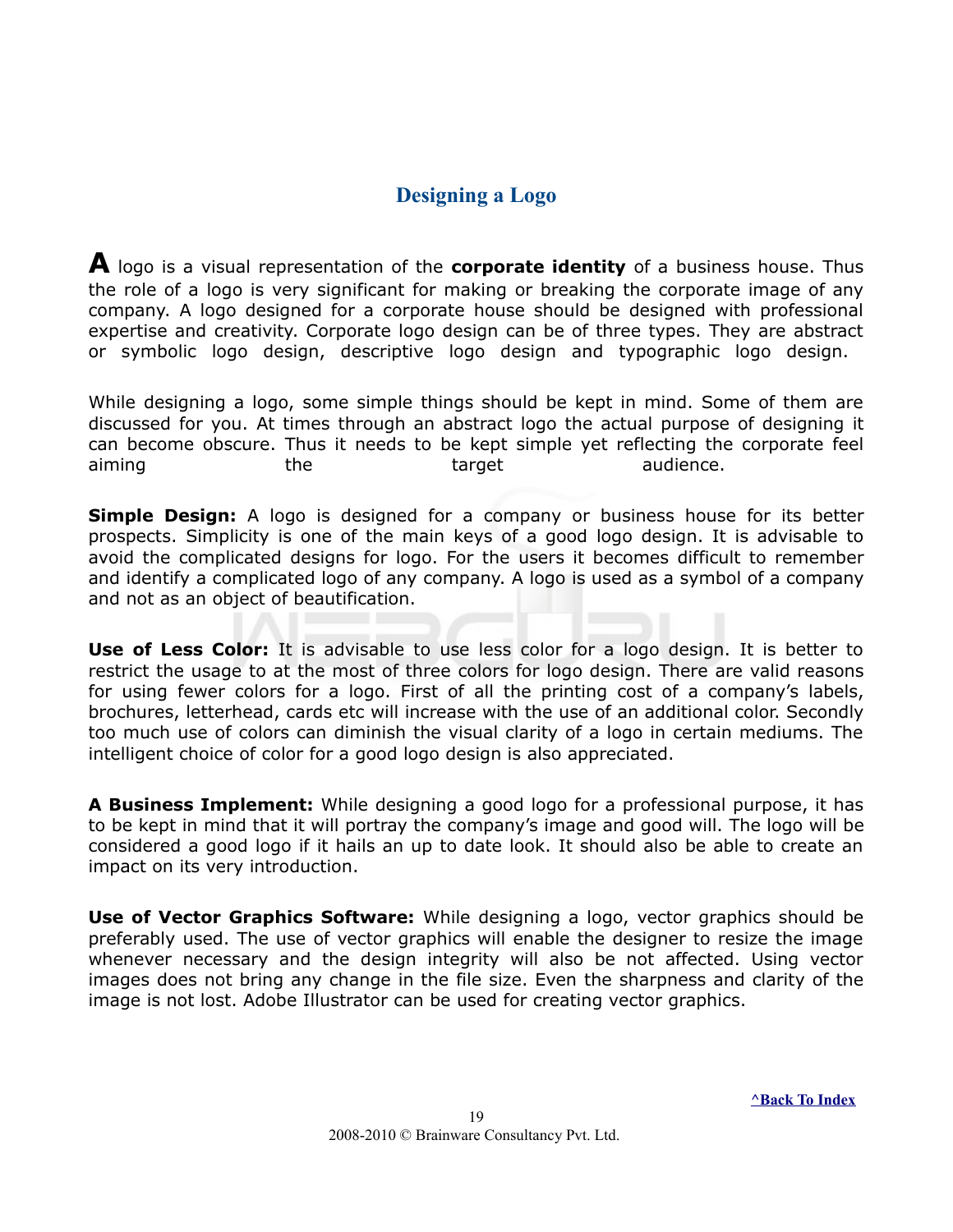## Designing a Logo

**A** logo is a visual representation of the **corporate identity** of a business house. Thus the role of a logo is very significant for making or breaking the corporate image of any company. A logo designed for a corporate house should be designed with professional expertise and creativity. Corporate logo design can be of three types. They are abstract or symbolic logo design, descriptive logo design and typographic logo design.

While designing a logo, some simple things should be kept in mind. Some of them are discussed for you. At times through an abstract logo the actual purpose of designing it can become obscure. Thus it needs to be kept simple yet reflecting the corporate feel aiming the target audience.

**Simple Design:** A logo is designed for a company or business house for its better prospects. Simplicity is one of the main keys of a good logo design. It is advisable to avoid the complicated designs for logo. For the users it becomes difficult to remember and identify a complicated logo of any company. A logo is used as a symbol of a company and not as an object of beautification.

**Use of Less Color:** It is advisable to use less color for a logo design. It is better to restrict the usage to at the most of three colors for logo design. There are valid reasons for using fewer colors for a logo. First of all the printing cost of a company's labels, brochures, letterhead, cards etc will increase with the use of an additional color. Secondly too much use of colors can diminish the visual clarity of a logo in certain mediums. The intelligent choice of color for a good logo design is also appreciated.

**A Business Implement:** While designing a good logo for a professional purpose, it has to be kept in mind that it will portray the company's image and good will. The logo will be considered a good logo if it hails an up to date look. It should also be able to create an impact on its very introduction.

**Use of Vector Graphics Software:** While designing a logo, vector graphics should be preferably used. The use of vector graphics will enable the designer to resize the image whenever necessary and the design integrity will also be not affected. Using vector images does not bring any change in the file size. Even the sharpness and clarity of the image is not lost. Adobe Illustrator can be used for creating vector graphics.

^Back To Index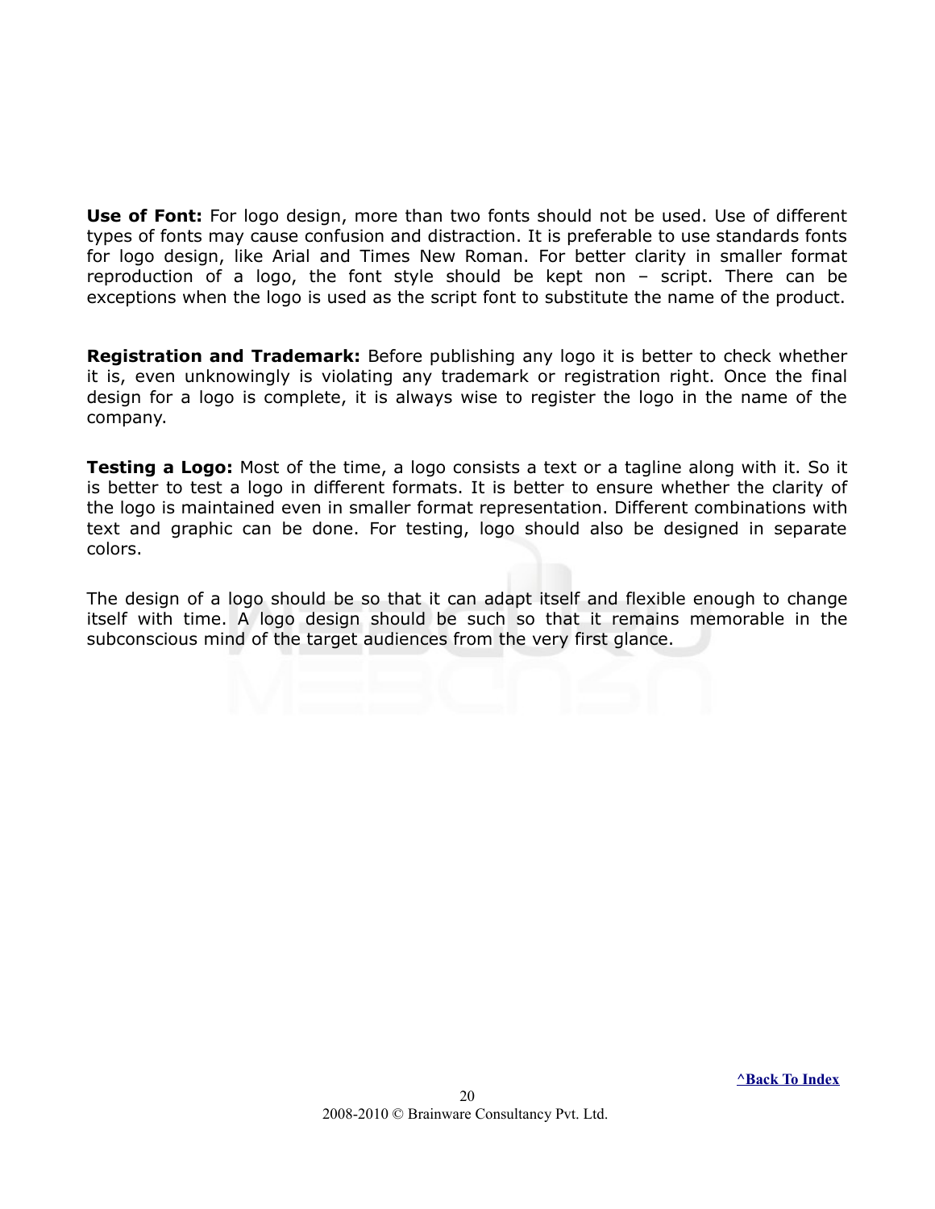**Use of Font:** For logo design, more than two fonts should not be used. Use of different types of fonts may cause confusion and distraction. It is preferable to use standards fonts for logo design, like Arial and Times New Roman. For better clarity in smaller format reproduction of a logo, the font style should be kept non – script. There can be exceptions when the logo is used as the script font to substitute the name of the product.

**Registration and Trademark:** Before publishing any logo it is better to check whether it is, even unknowingly is violating any trademark or registration right. Once the final design for a logo is complete, it is always wise to register the logo in the name of the company.

**Testing a Logo:** Most of the time, a logo consists a text or a tagline along with it. So it is better to test a logo in different formats. It is better to ensure whether the clarity of the logo is maintained even in smaller format representation. Different combinations with text and graphic can be done. For testing, logo should also be designed in separate colors.

The design of a logo should be so that it can adapt itself and flexible enough to change itself with time. A logo design should be such so that it remains memorable in the subconscious mind of the target audiences from the very first glance.

^Back To Index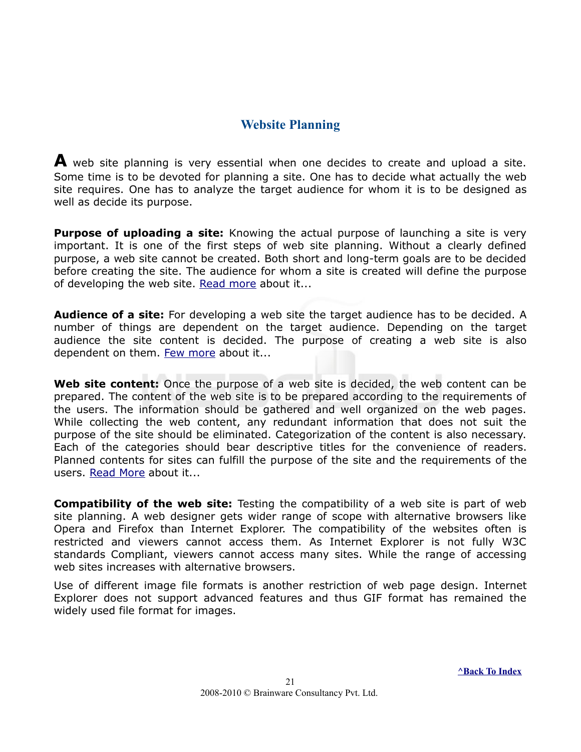## Website Planning

**A** web site planning is very essential when one decides to create and upload a site. Some time is to be devoted for planning a site. One has to decide what actually the web site requires. One has to analyze the target audience for whom it is to be designed as well as decide its purpose.

**Purpose of uploading a site:** Knowing the actual purpose of launching a site is very important. It is one of the first steps of web site planning. Without a clearly defined purpose, a web site cannot be created. Both short and long-term goals are to be decided before creating the site. The audience for whom a site is created will define the purpose of developing the web site. Read more about it...

**Audience of a site:** For developing a web site the target audience has to be decided. A number of things are dependent on the target audience. Depending on the target audience the site content is decided. The purpose of creating a web site is also dependent on them. Few more about it...

**Web site content:** Once the purpose of a web site is decided, the web content can be prepared. The content of the web site is to be prepared according to the requirements of the users. The information should be gathered and well organized on the web pages. While collecting the web content, any redundant information that does not suit the purpose of the site should be eliminated. Categorization of the content is also necessary. Each of the categories should bear descriptive titles for the convenience of readers. Planned contents for sites can fulfill the purpose of the site and the requirements of the users. Read More about it...

**Compatibility of the web site:** Testing the compatibility of a web site is part of web site planning. A web designer gets wider range of scope with alternative browsers like Opera and Firefox than Internet Explorer. The compatibility of the websites often is restricted and viewers cannot access them. As Internet Explorer is not fully W3C standards Compliant, viewers cannot access many sites. While the range of accessing web sites increases with alternative browsers.

Use of different image file formats is another restriction of web page design. Internet Explorer does not support advanced features and thus GIF format has remained the widely used file format for images.

^Back To Index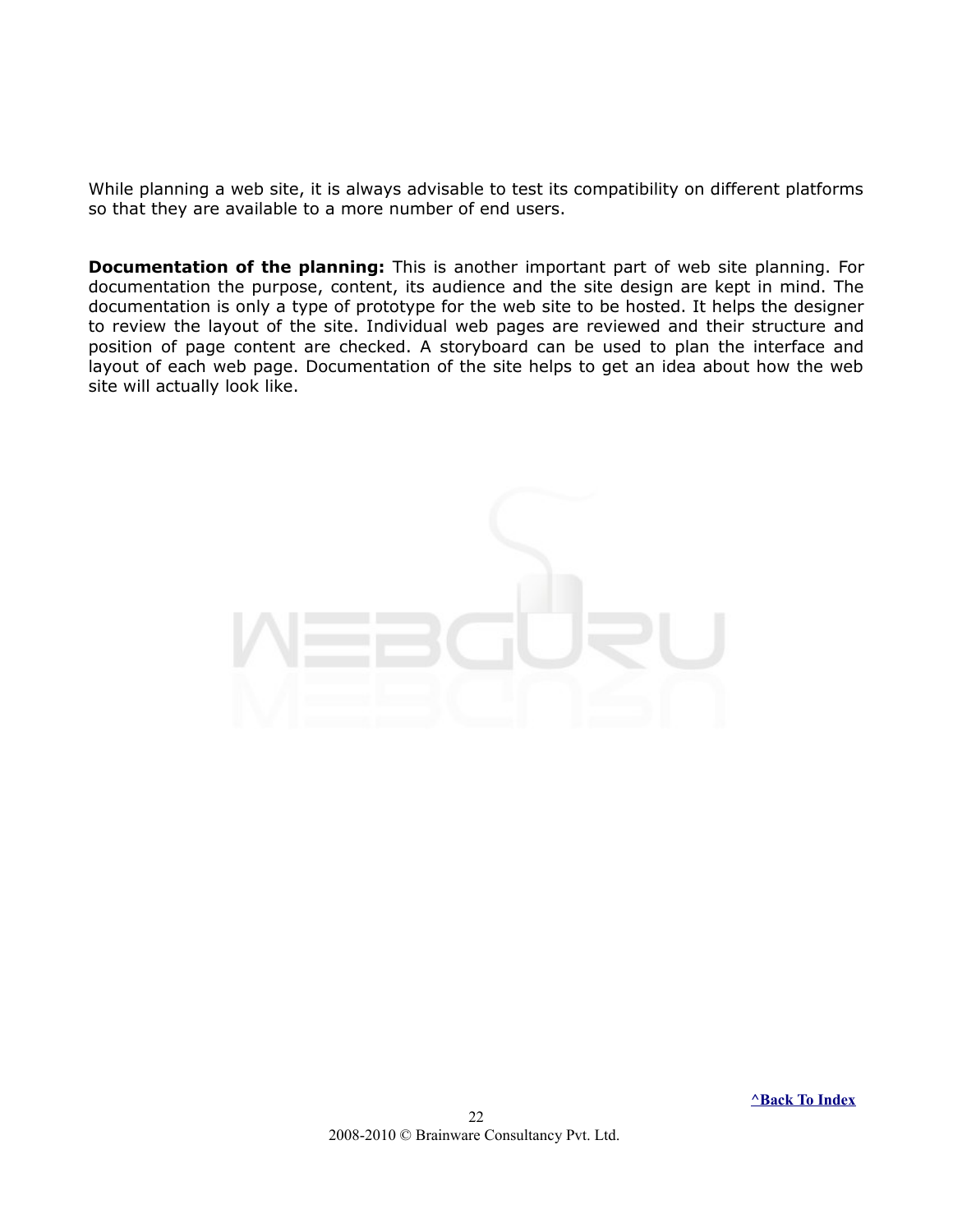While planning a web site, it is always advisable to test its compatibility on different platforms so that they are available to a more number of end users.

**Documentation of the planning:** This is another important part of web site planning. For documentation the purpose, content, its audience and the site design are kept in mind. The documentation is only a type of prototype for the web site to be hosted. It helps the designer to review the layout of the site. Individual web pages are reviewed and their structure and position of page content are checked. A storyboard can be used to plan the interface and layout of each web page. Documentation of the site helps to get an idea about how the web site will actually look like.

^Back To Index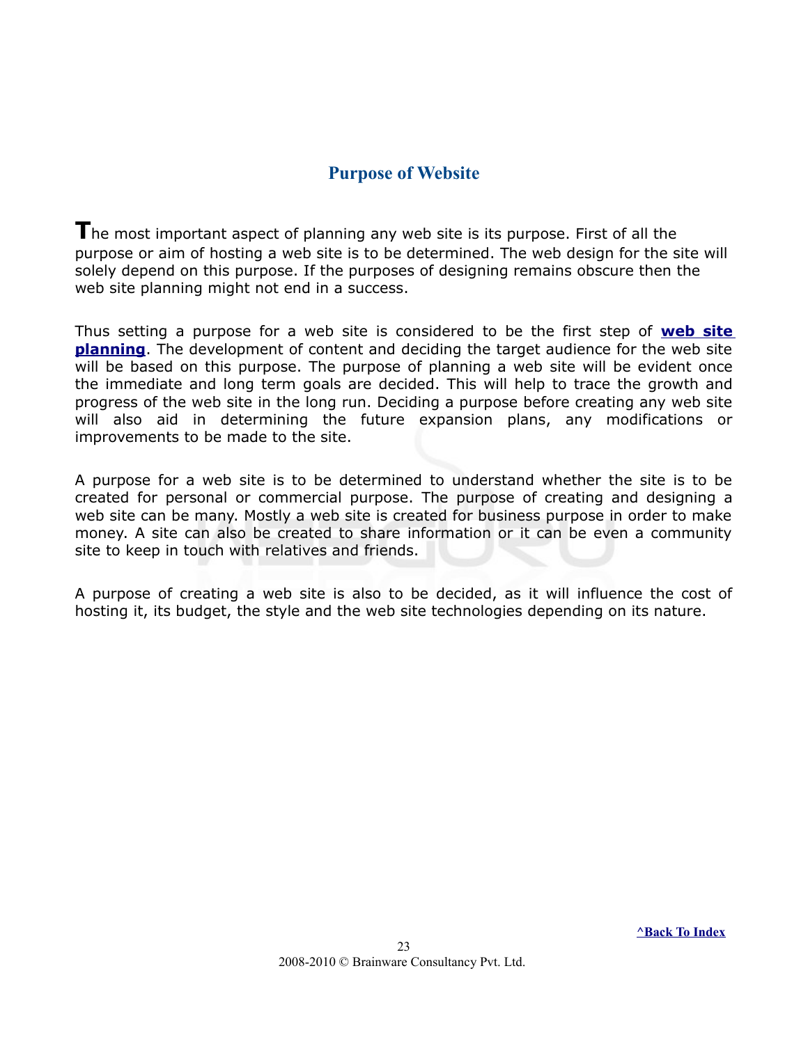## Purpose of Website

The most important aspect of planning any web site is its purpose. First of all the purpose or aim of hosting a web site is to be determined. The web design for the site will solely depend on this purpose. If the purposes of designing remains obscure then the web site planning might not end in a success.

Thus setting a purpose for a web site is considered to be the first step of **web site planning**. The development of content and deciding the target audience for the web site will be based on this purpose. The purpose of planning a web site will be evident once the immediate and long term goals are decided. This will help to trace the growth and progress of the web site in the long run. Deciding a purpose before creating any web site will also aid in determining the future expansion plans, any modifications or improvements to be made to the site.

A purpose for a web site is to be determined to understand whether the site is to be created for personal or commercial purpose. The purpose of creating and designing a web site can be many. Mostly a web site is created for business purpose in order to make money. A site can also be created to share information or it can be even a community site to keep in touch with relatives and friends.

A purpose of creating a web site is also to be decided, as it will influence the cost of hosting it, its budget, the style and the web site technologies depending on its nature.

^Back To Index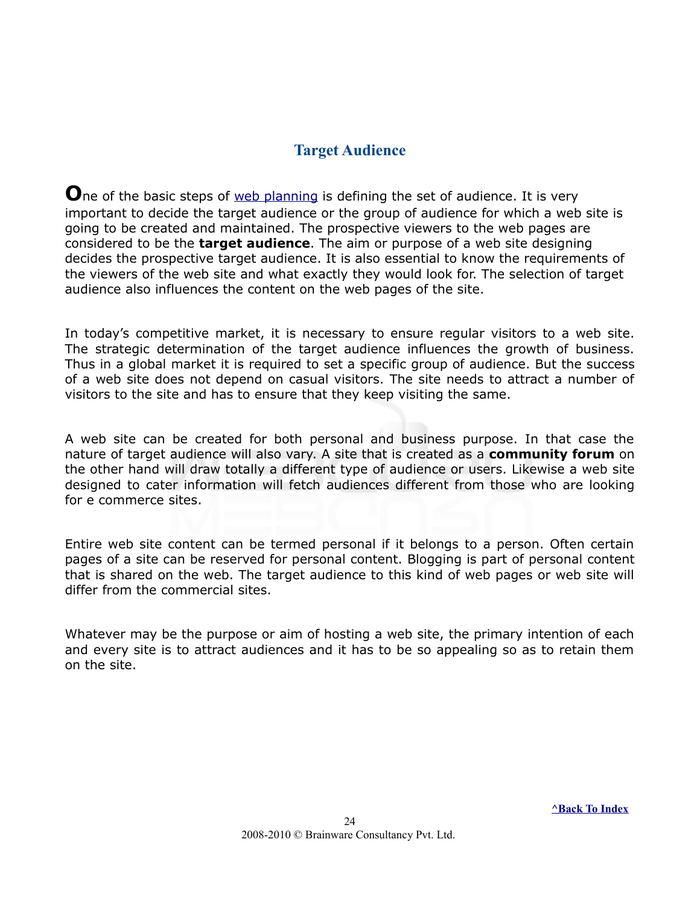## Target Audience

**O**ne of the basic steps of web planning is defining the set of audience. It is very important to decide the target audience or the group of audience for which a web site is going to be created and maintained. The prospective viewers to the web pages are considered to be the **target audience**. The aim or purpose of a web site designing decides the prospective target audience. It is also essential to know the requirements of the viewers of the web site and what exactly they would look for. The selection of target audience also influences the content on the web pages of the site.

In today's competitive market, it is necessary to ensure regular visitors to a web site. The strategic determination of the target audience influences the growth of business. Thus in a global market it is required to set a specific group of audience. But the success of a web site does not depend on casual visitors. The site needs to attract a number of visitors to the site and has to ensure that they keep visiting the same.

A web site can be created for both personal and business purpose. In that case the nature of target audience will also vary. A site that is created as a **community forum** on the other hand will draw totally a different type of audience or users. Likewise a web site designed to cater information will fetch audiences different from those who are looking for e commerce sites.

Entire web site content can be termed personal if it belongs to a person. Often certain pages of a site can be reserved for personal content. Blogging is part of personal content that is shared on the web. The target audience to this kind of web pages or web site will differ from the commercial sites.

Whatever may be the purpose or aim of hosting a web site, the primary intention of each and every site is to attract audiences and it has to be so appealing so as to retain them on the site.

**^Back To Index**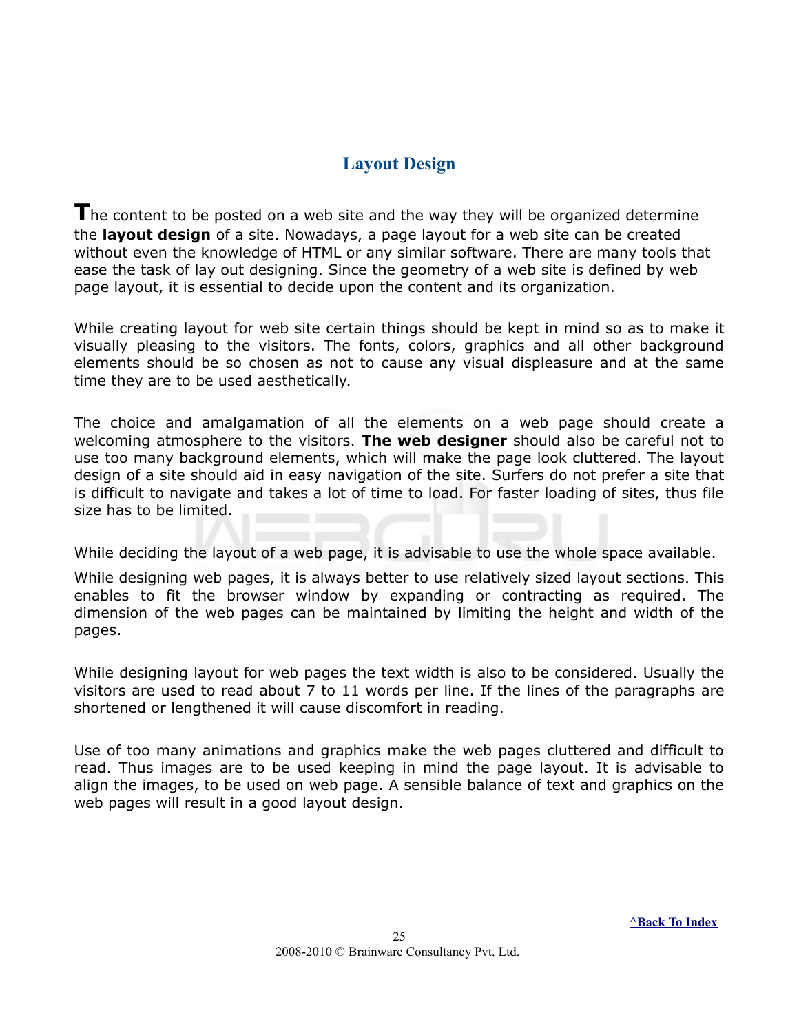# Layout Design

The content to be posted on a web site and the way they will be organized determine the **layout design** of a site. Nowadays, a page layout for a web site can be created without even the knowledge of HTML or any similar software. There are many tools that ease the task of lay out designing. Since the geometry of a web site is defined by web page layout, it is essential to decide upon the content and its organization.

While creating layout for web site certain things should be kept in mind so as to make it visually pleasing to the visitors. The fonts, colors, graphics and all other background elements should be so chosen as not to cause any visual displeasure and at the same time they are to be used aesthetically.

The choice and amalgamation of all the elements on a web page should create a welcoming atmosphere to the visitors. **The web designer** should also be careful not to use too many background elements, which will make the page look cluttered. The layout design of a site should aid in easy navigation of the site. Surfers do not prefer a site that is difficult to navigate and takes a lot of time to load. For faster loading of sites, thus file size has to be limited.

While deciding the layout of a web page, it is advisable to use the whole space available.

While designing web pages, it is always better to use relatively sized layout sections. This enables to fit the browser window by expanding or contracting as required. The dimension of the web pages can be maintained by limiting the height and width of the pages.

While designing layout for web pages the text width is also to be considered. Usually the visitors are used to read about 7 to 11 words per line. If the lines of the paragraphs are shortened or lengthened it will cause discomfort in reading.

Use of too many animations and graphics make the web pages cluttered and difficult to read. Thus images are to be used keeping in mind the page layout. It is advisable to align the images, to be used on web page. A sensible balance of text and graphics on the web pages will result in a good layout design.

^Back To Index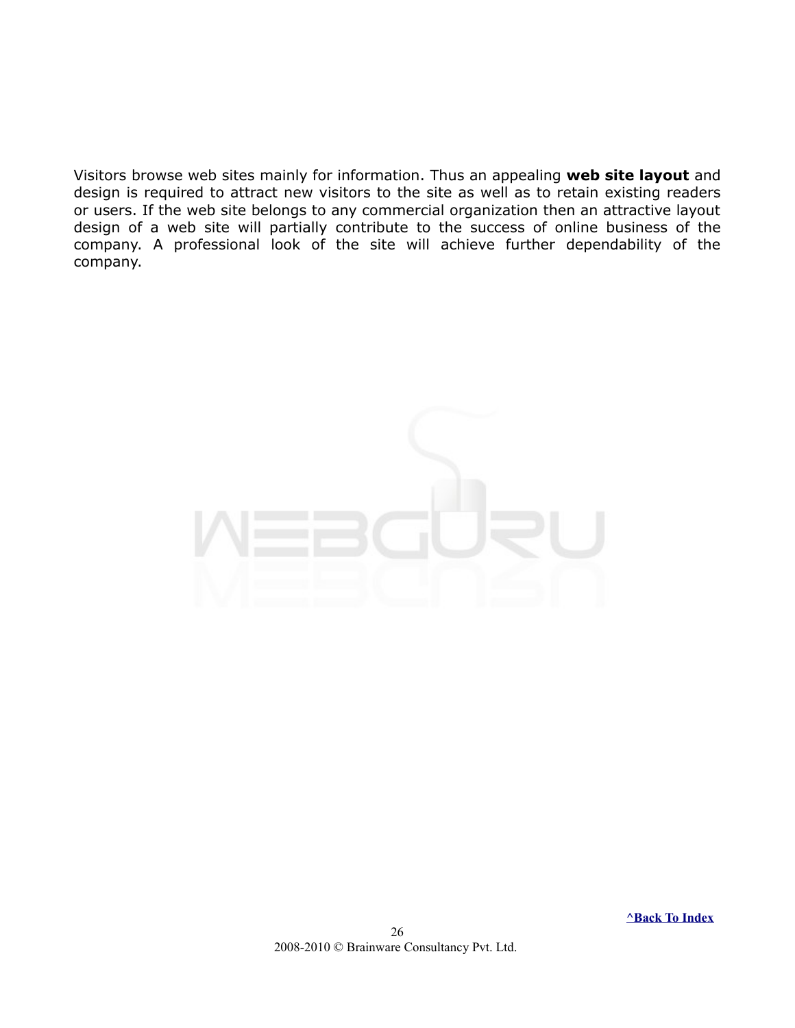Visitors browse web sites mainly for information. Thus an appealing **web site layout** and design is required to attract new visitors to the site as well as to retain existing readers or users. If the web site belongs to any commercial organization then an attractive layout design of a web site will partially contribute to the success of online business of the company. A professional look of the site will achieve further dependability of the company.

^Back To Index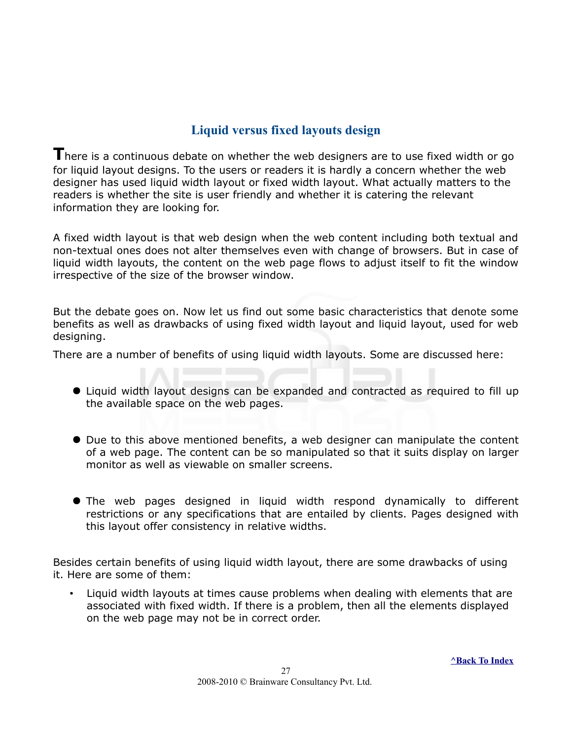## Liquid versus fixed layouts design

There is a continuous debate on whether the web designers are to use fixed width or go for liquid layout designs. To the users or readers it is hardly a concern whether the web designer has used liquid width layout or fixed width layout. What actually matters to the readers is whether the site is user friendly and whether it is catering the relevant information they are looking for.

A fixed width layout is that web design when the web content including both textual and non-textual ones does not alter themselves even with change of browsers. But in case of liquid width layouts, the content on the web page flows to adjust itself to fit the window irrespective of the size of the browser window.

But the debate goes on. Now let us find out some basic characteristics that denote some benefits as well as drawbacks of using fixed width layout and liquid layout, used for web designing.

There are a number of benefits of using liquid width layouts. Some are discussed here:

- Liquid width layout designs can be expanded and contracted as required to fill up the available space on the web pages.
- Due to this above mentioned benefits, a web designer can manipulate the content of a web page. The content can be so manipulated so that it suits display on larger monitor as well as viewable on smaller screens.
- The web pages designed in liquid width respond dynamically to different restrictions or any specifications that are entailed by clients. Pages designed with this layout offer consistency in relative widths.

Besides certain benefits of using liquid width layout, there are some drawbacks of using it. Here are some of them:

- Liquid width layouts at times cause problems when dealing with elements that are associated with fixed width. If there is a problem, then all the elements displayed on the web page may not be in correct order.

^Back To Index

2008-2010 © Brainware Consultancy Pvt. Ltd.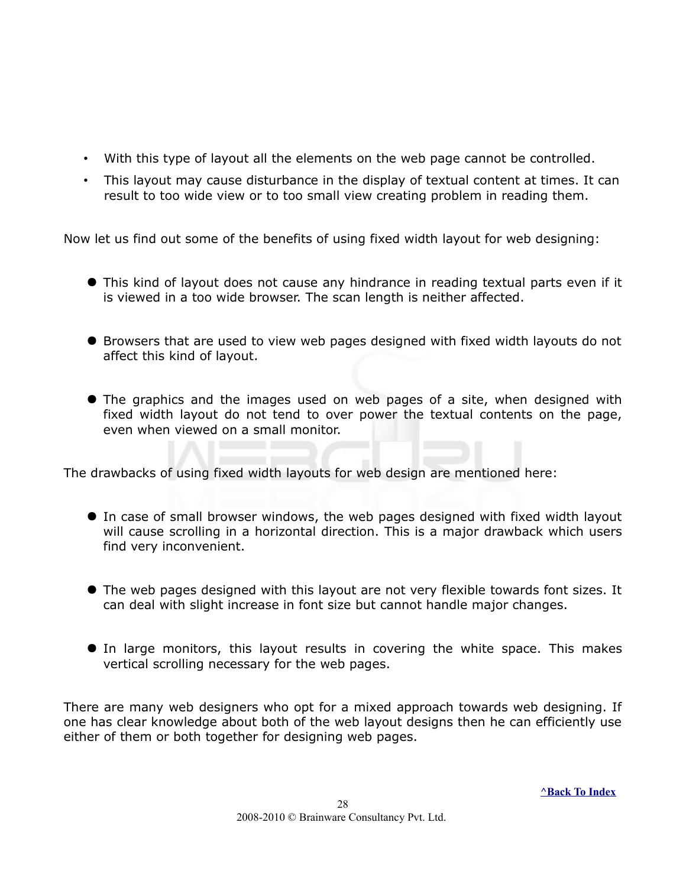- With this type of layout all the elements on the web page cannot be controlled.
- This layout may cause disturbance in the display of textual content at times. It can result to too wide view or to too small view creating problem in reading them.

Now let us find out some of the benefits of using fixed width layout for web designing:

- This kind of layout does not cause any hindrance in reading textual parts even if it is viewed in a too wide browser. The scan length is neither affected.

- Browsers that are used to view web pages designed with fixed width layouts do not affect this kind of layout.

- The graphics and the images used on web pages of a site, when designed with fixed width layout do not tend to over power the textual contents on the page, even when viewed on a small monitor.

The drawbacks of using fixed width layouts for web design are mentioned here:

- In case of small browser windows, the web pages designed with fixed width layout will cause scrolling in a horizontal direction. This is a major drawback which users find very inconvenient.

- The web pages designed with this layout are not very flexible towards font sizes. It can deal with slight increase in font size but cannot handle major changes.

- In large monitors, this layout results in covering the white space. This makes vertical scrolling necessary for the web pages.

There are many web designers who opt for a mixed approach towards web designing. If one has clear knowledge about both of the web layout designs then he can efficiently use either of them or both together for designing web pages.

^Back To Index

2008-2010 © Brainware Consultancy Pvt. Ltd.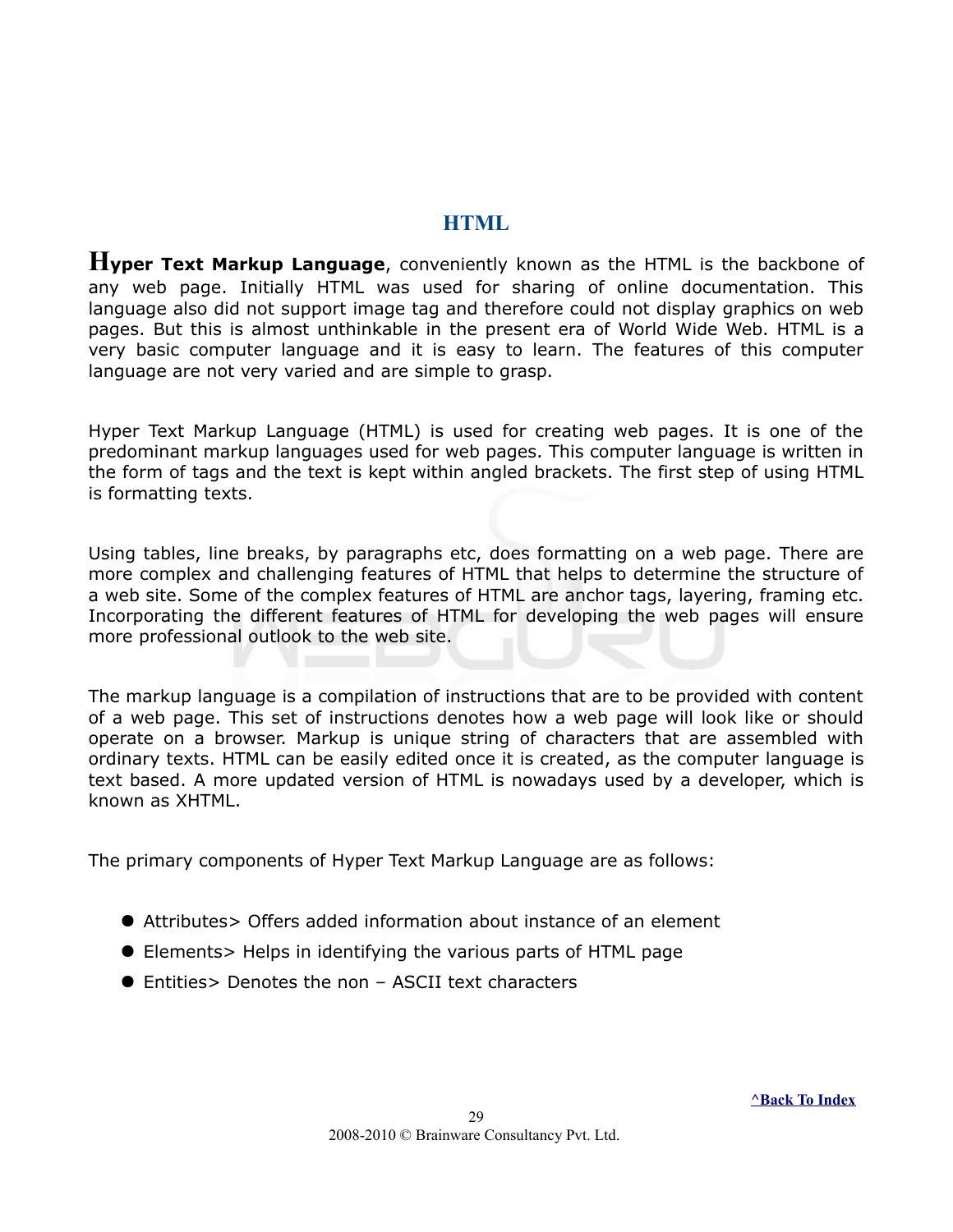# HTML

**Hyper Text Markup Language**, conveniently known as the HTML is the backbone of any web page. Initially HTML was used for sharing of online documentation. This language also did not support image tag and therefore could not display graphics on web pages. But this is almost unthinkable in the present era of World Wide Web. HTML is a very basic computer language and it is easy to learn. The features of this computer language are not very varied and are simple to grasp.

Hyper Text Markup Language (HTML) is used for creating web pages. It is one of the predominant markup languages used for web pages. This computer language is written in the form of tags and the text is kept within angled brackets. The first step of using HTML is formatting texts.

Using tables, line breaks, by paragraphs etc, does formatting on a web page. There are more complex and challenging features of HTML that helps to determine the structure of a web site. Some of the complex features of HTML are anchor tags, layering, framing etc. Incorporating the different features of HTML for developing the web pages will ensure more professional outlook to the web site.

The markup language is a compilation of instructions that are to be provided with content of a web page. This set of instructions denotes how a web page will look like or should operate on a browser. Markup is unique string of characters that are assembled with ordinary texts. HTML can be easily edited once it is created, as the computer language is text based. A more updated version of HTML is nowadays used by a developer, which is known as XHTML.

The primary components of Hyper Text Markup Language are as follows:

- Attributes> Offers added information about instance of an element
- Elements> Helps in identifying the various parts of HTML page
- Entities> Denotes the non – ASCII text characters

^Back To Index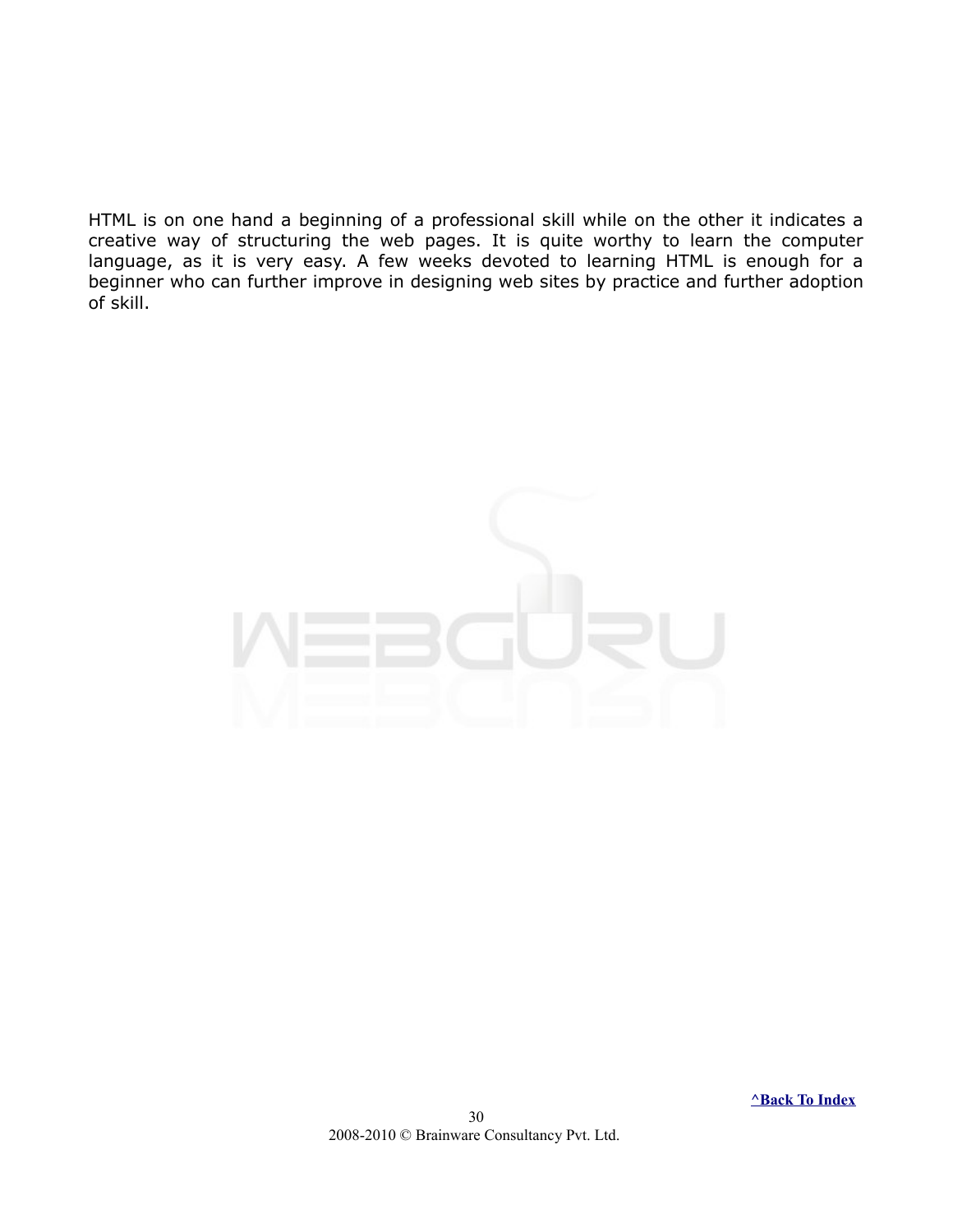HTML is on one hand a beginning of a professional skill while on the other it indicates a creative way of structuring the web pages. It is quite worthy to learn the computer language, as it is very easy. A few weeks devoted to learning HTML is enough for a beginner who can further improve in designing web sites by practice and further adoption of skill.

**^Back To Index**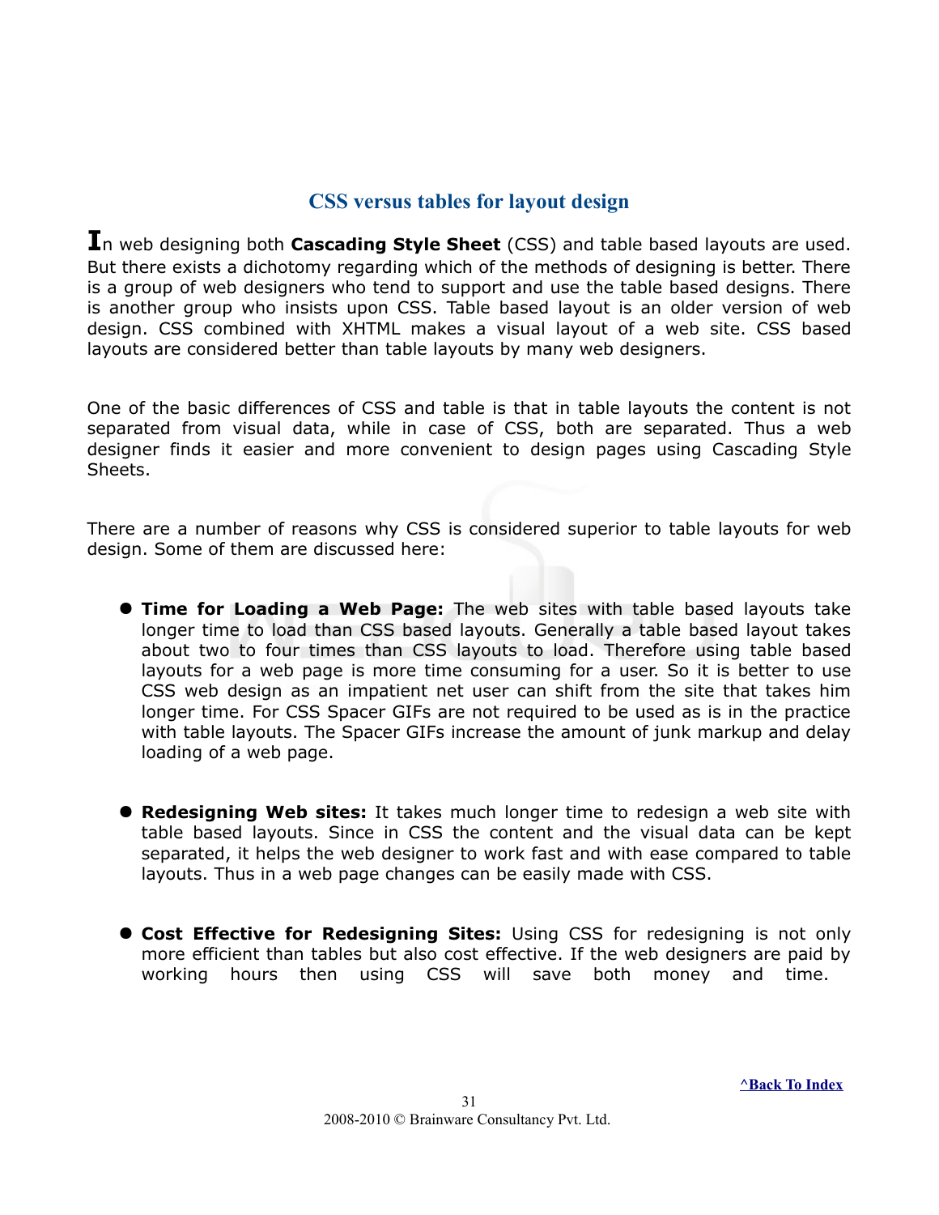## CSS versus tables for layout design

In web designing both **Cascading Style Sheet** (CSS) and table based layouts are used. But there exists a dichotomy regarding which of the methods of designing is better. There is a group of web designers who tend to support and use the table based designs. There is another group who insists upon CSS. Table based layout is an older version of web design. CSS combined with XHTML makes a visual layout of a web site. CSS based layouts are considered better than table layouts by many web designers.

One of the basic differences of CSS and table is that in table layouts the content is not separated from visual data, while in case of CSS, both are separated. Thus a web designer finds it easier and more convenient to design pages using Cascading Style Sheets.

There are a number of reasons why CSS is considered superior to table layouts for web design. Some of them are discussed here:

- **Time for Loading a Web Page:** The web sites with table based layouts take longer time to load than CSS based layouts. Generally a table based layout takes about two to four times than CSS layouts to load. Therefore using table based layouts for a web page is more time consuming for a user. So it is better to use CSS web design as an impatient net user can shift from the site that takes him longer time. For CSS Spacer GIFs are not required to be used as is in the practice with table layouts. The Spacer GIFs increase the amount of junk markup and delay loading of a web page.

- **Redesigning Web sites:** It takes much longer time to redesign a web site with table based layouts. Since in CSS the content and the visual data can be kept separated, it helps the web designer to work fast and with ease compared to table layouts. Thus in a web page changes can be easily made with CSS.

- **Cost Effective for Redesigning Sites:** Using CSS for redesigning is not only more efficient than tables but also cost effective. If the web designers are paid by working hours then using CSS will save both money and time.

^Back To Index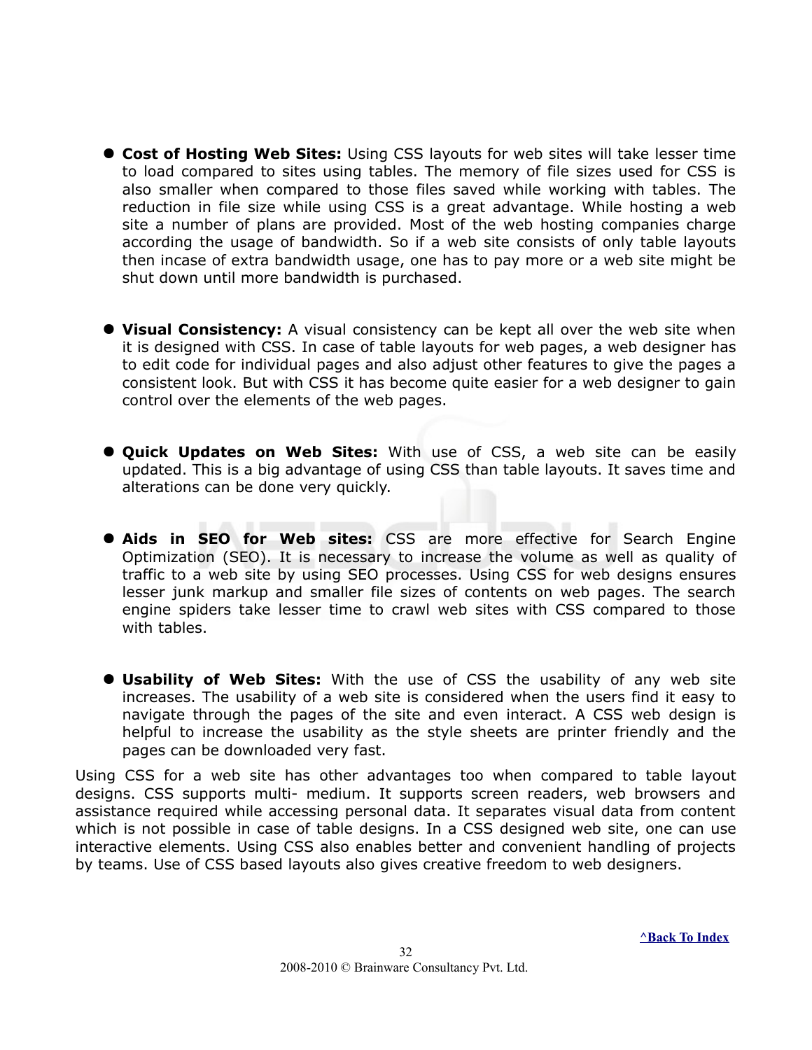- **Cost of Hosting Web Sites:** Using CSS layouts for web sites will take lesser time to load compared to sites using tables. The memory of file sizes used for CSS is also smaller when compared to those files saved while working with tables. The reduction in file size while using CSS is a great advantage. While hosting a web site a number of plans are provided. Most of the web hosting companies charge according the usage of bandwidth. So if a web site consists of only table layouts then incase of extra bandwidth usage, one has to pay more or a web site might be shut down until more bandwidth is purchased.

- **Visual Consistency:** A visual consistency can be kept all over the web site when it is designed with CSS. In case of table layouts for web pages, a web designer has to edit code for individual pages and also adjust other features to give the pages a consistent look. But with CSS it has become quite easier for a web designer to gain control over the elements of the web pages.

- **Quick Updates on Web Sites:** With use of CSS, a web site can be easily updated. This is a big advantage of using CSS than table layouts. It saves time and alterations can be done very quickly.

- **Aids in SEO for Web sites:** CSS are more effective for Search Engine Optimization (SEO). It is necessary to increase the volume as well as quality of traffic to a web site by using SEO processes. Using CSS for web designs ensures lesser junk markup and smaller file sizes of contents on web pages. The search engine spiders take lesser time to crawl web sites with CSS compared to those with tables.

- **Usability of Web Sites:** With the use of CSS the usability of any web site increases. The usability of a web site is considered when the users find it easy to navigate through the pages of the site and even interact. A CSS web design is helpful to increase the usability as the style sheets are printer friendly and the pages can be downloaded very fast.

Using CSS for a web site has other advantages too when compared to table layout designs. CSS supports multi- medium. It supports screen readers, web browsers and assistance required while accessing personal data. It separates visual data from content which is not possible in case of table designs. In a CSS designed web site, one can use interactive elements. Using CSS also enables better and convenient handling of projects by teams. Use of CSS based layouts also gives creative freedom to web designers.

^Back To Index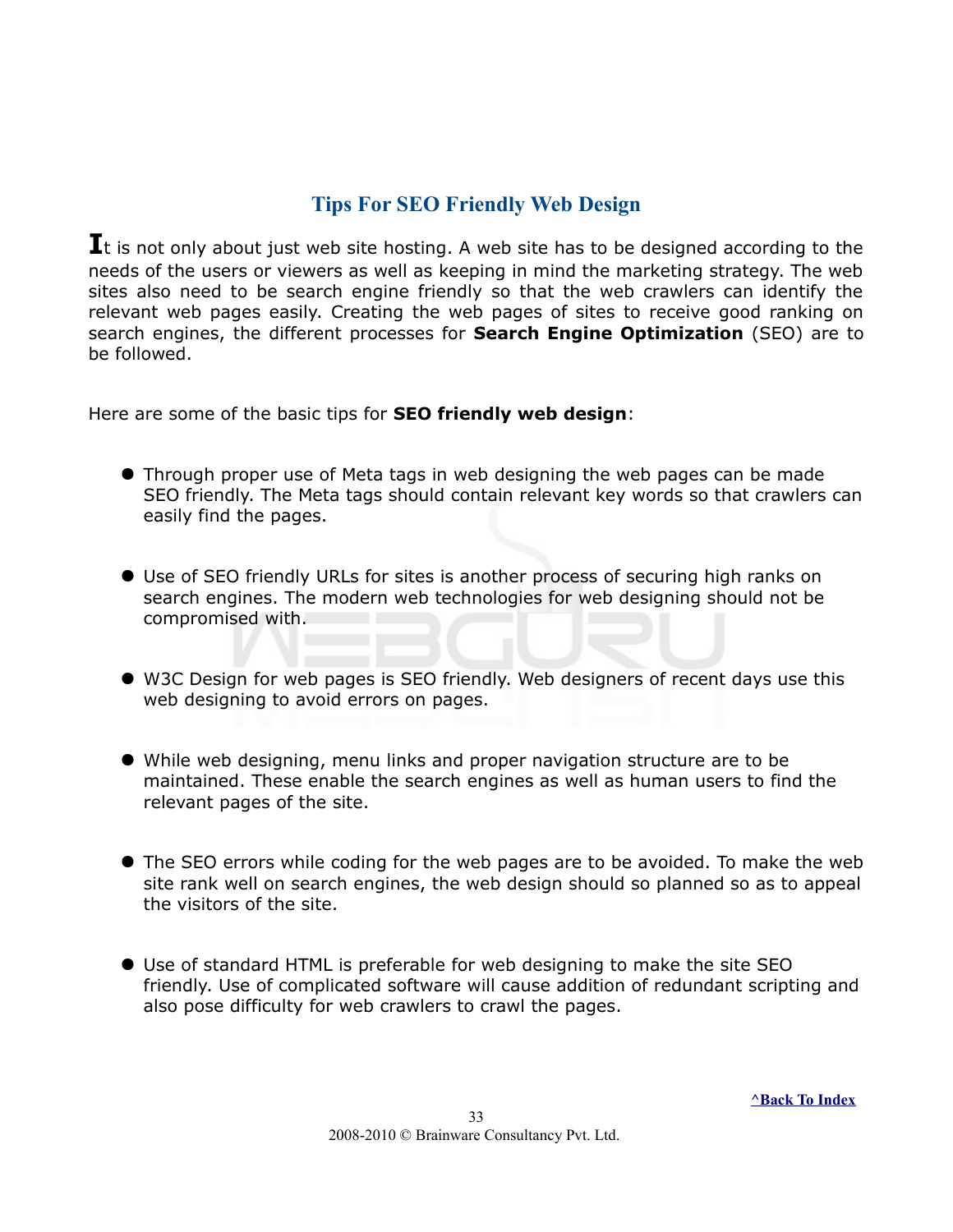## Tips For SEO Friendly Web Design

It is not only about just web site hosting. A web site has to be designed according to the needs of the users or viewers as well as keeping in mind the marketing strategy. The web sites also need to be search engine friendly so that the web crawlers can identify the relevant web pages easily. Creating the web pages of sites to receive good ranking on search engines, the different processes for **Search Engine Optimization** (SEO) are to be followed.

Here are some of the basic tips for **SEO friendly web design**:

- Through proper use of Meta tags in web designing the web pages can be made SEO friendly. The Meta tags should contain relevant key words so that crawlers can easily find the pages.

- Use of SEO friendly URLs for sites is another process of securing high ranks on search engines. The modern web technologies for web designing should not be compromised with.

- W3C Design for web pages is SEO friendly. Web designers of recent days use this web designing to avoid errors on pages.

- While web designing, menu links and proper navigation structure are to be maintained. These enable the search engines as well as human users to find the relevant pages of the site.

- The SEO errors while coding for the web pages are to be avoided. To make the web site rank well on search engines, the web design should so planned so as to appeal the visitors of the site.

- Use of standard HTML is preferable for web designing to make the site SEO friendly. Use of complicated software will cause addition of redundant scripting and also pose difficulty for web crawlers to crawl the pages.

^Back To Index

2008-2010 © Brainware Consultancy Pvt. Ltd.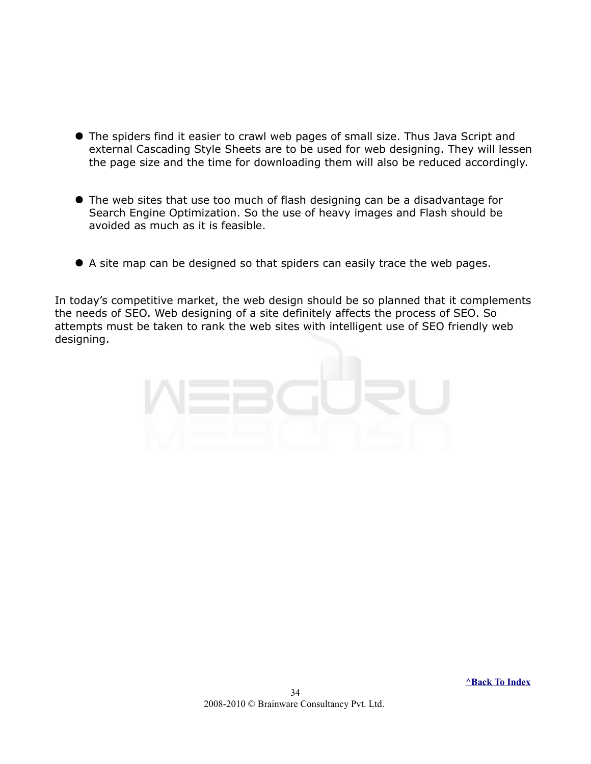- The spiders find it easier to crawl web pages of small size. Thus Java Script and external Cascading Style Sheets are to be used for web designing. They will lessen the page size and the time for downloading them will also be reduced accordingly.

- The web sites that use too much of flash designing can be a disadvantage for Search Engine Optimization. So the use of heavy images and Flash should be avoided as much as it is feasible.

- A site map can be designed so that spiders can easily trace the web pages.

In today's competitive market, the web design should be so planned that it complements the needs of SEO. Web designing of a site definitely affects the process of SEO. So attempts must be taken to rank the web sites with intelligent use of SEO friendly web designing.

**^Back To Index**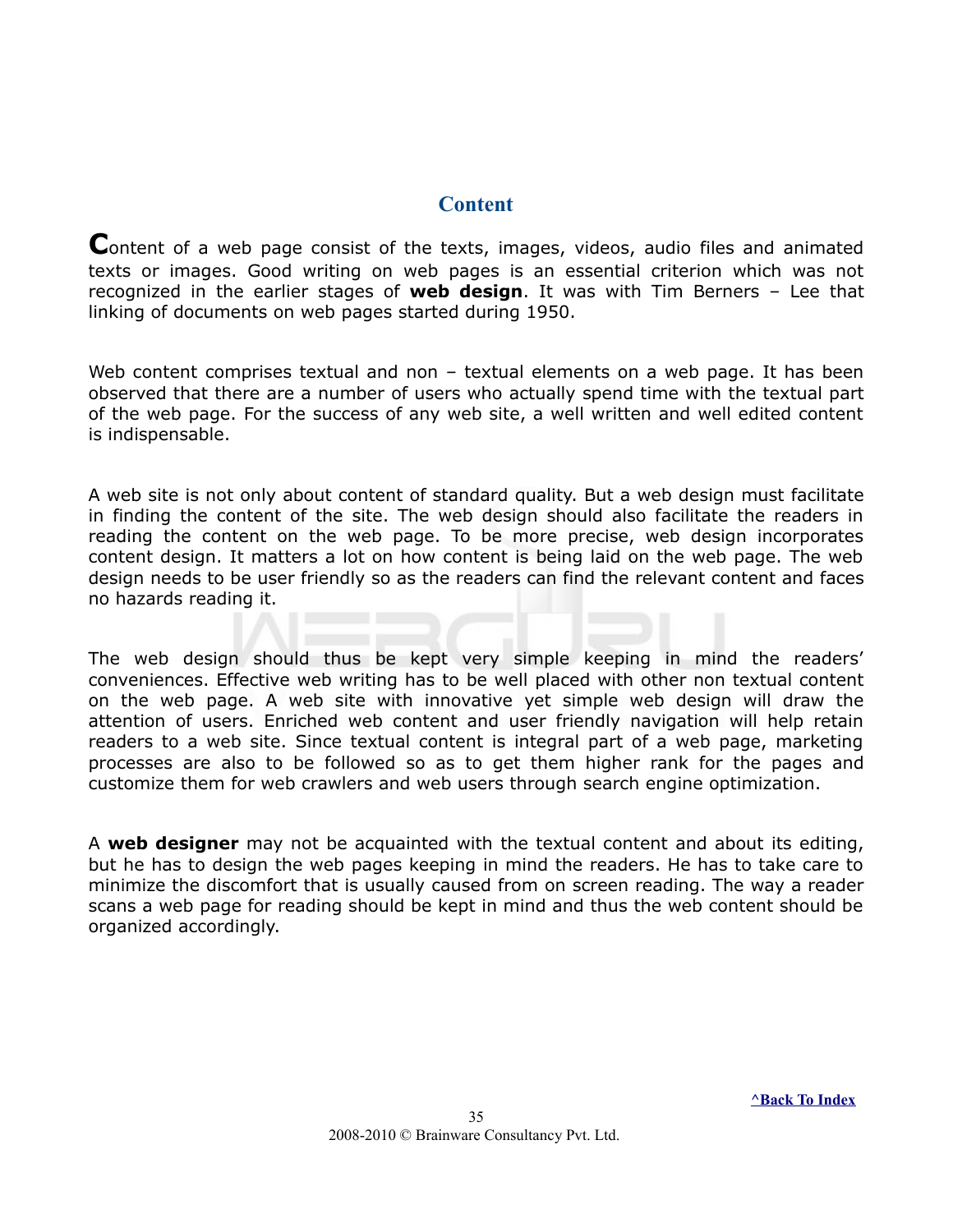## Content

**C**ontent of a web page consist of the texts, images, videos, audio files and animated texts or images. Good writing on web pages is an essential criterion which was not recognized in the earlier stages of **web design**. It was with Tim Berners – Lee that linking of documents on web pages started during 1950.

Web content comprises textual and non – textual elements on a web page. It has been observed that there are a number of users who actually spend time with the textual part of the web page. For the success of any web site, a well written and well edited content is indispensable.

A web site is not only about content of standard quality. But a web design must facilitate in finding the content of the site. The web design should also facilitate the readers in reading the content on the web page. To be more precise, web design incorporates content design. It matters a lot on how content is being laid on the web page. The web design needs to be user friendly so as the readers can find the relevant content and faces no hazards reading it.

The web design should thus be kept very simple keeping in mind the readers' conveniences. Effective web writing has to be well placed with other non textual content on the web page. A web site with innovative yet simple web design will draw the attention of users. Enriched web content and user friendly navigation will help retain readers to a web site. Since textual content is integral part of a web page, marketing processes are also to be followed so as to get them higher rank for the pages and customize them for web crawlers and web users through search engine optimization.

A **web designer** may not be acquainted with the textual content and about its editing, but he has to design the web pages keeping in mind the readers. He has to take care to minimize the discomfort that is usually caused from on screen reading. The way a reader scans a web page for reading should be kept in mind and thus the web content should be organized accordingly.

^Back To Index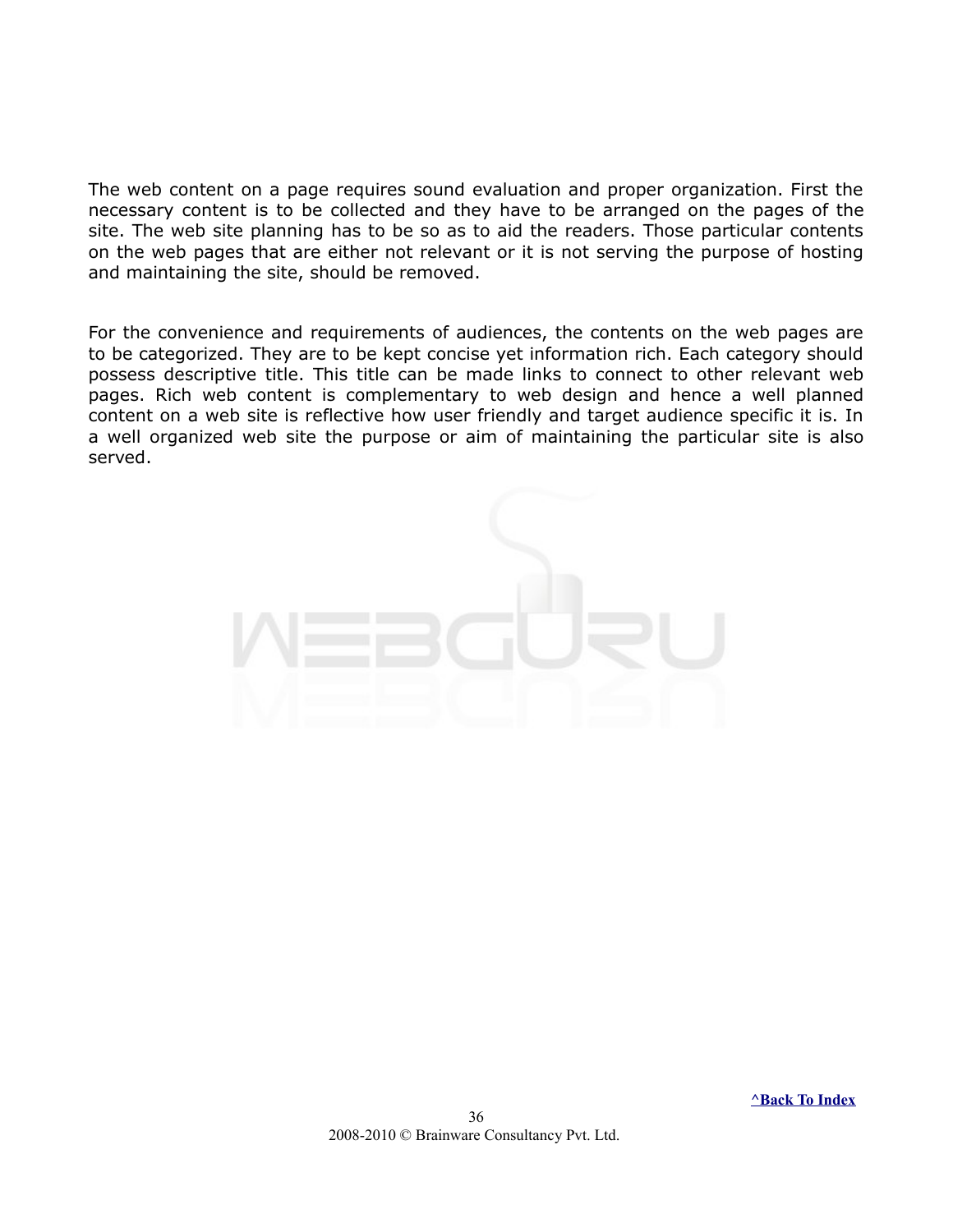The web content on a page requires sound evaluation and proper organization. First the necessary content is to be collected and they have to be arranged on the pages of the site. The web site planning has to be so as to aid the readers. Those particular contents on the web pages that are either not relevant or it is not serving the purpose of hosting and maintaining the site, should be removed.

For the convenience and requirements of audiences, the contents on the web pages are to be categorized. They are to be kept concise yet information rich. Each category should possess descriptive title. This title can be made links to connect to other relevant web pages. Rich web content is complementary to web design and hence a well planned content on a web site is reflective how user friendly and target audience specific it is. In a well organized web site the purpose or aim of maintaining the particular site is also served.

**^Back To Index**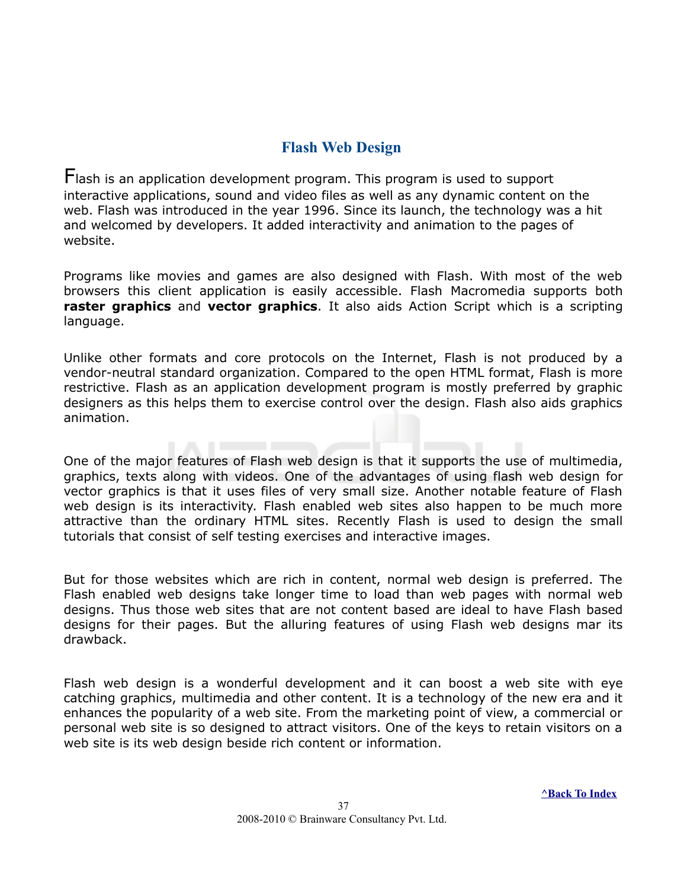## Flash Web Design

Flash is an application development program. This program is used to support interactive applications, sound and video files as well as any dynamic content on the web. Flash was introduced in the year 1996. Since its launch, the technology was a hit and welcomed by developers. It added interactivity and animation to the pages of website.

Programs like movies and games are also designed with Flash. With most of the web browsers this client application is easily accessible. Flash Macromedia supports both **raster graphics** and **vector graphics**. It also aids Action Script which is a scripting language.

Unlike other formats and core protocols on the Internet, Flash is not produced by a vendor-neutral standard organization. Compared to the open HTML format, Flash is more restrictive. Flash as an application development program is mostly preferred by graphic designers as this helps them to exercise control over the design. Flash also aids graphics animation.

One of the major features of Flash web design is that it supports the use of multimedia, graphics, texts along with videos. One of the advantages of using flash web design for vector graphics is that it uses files of very small size. Another notable feature of Flash web design is its interactivity. Flash enabled web sites also happen to be much more attractive than the ordinary HTML sites. Recently Flash is used to design the small tutorials that consist of self testing exercises and interactive images.

But for those websites which are rich in content, normal web design is preferred. The Flash enabled web designs take longer time to load than web pages with normal web designs. Thus those web sites that are not content based are ideal to have Flash based designs for their pages. But the alluring features of using Flash web designs mar its drawback.

Flash web design is a wonderful development and it can boost a web site with eye catching graphics, multimedia and other content. It is a technology of the new era and it enhances the popularity of a web site. From the marketing point of view, a commercial or personal web site is so designed to attract visitors. One of the keys to retain visitors on a web site is its web design beside rich content or information.

^Back To Index

2008-2010 © Brainware Consultancy Pvt. Ltd.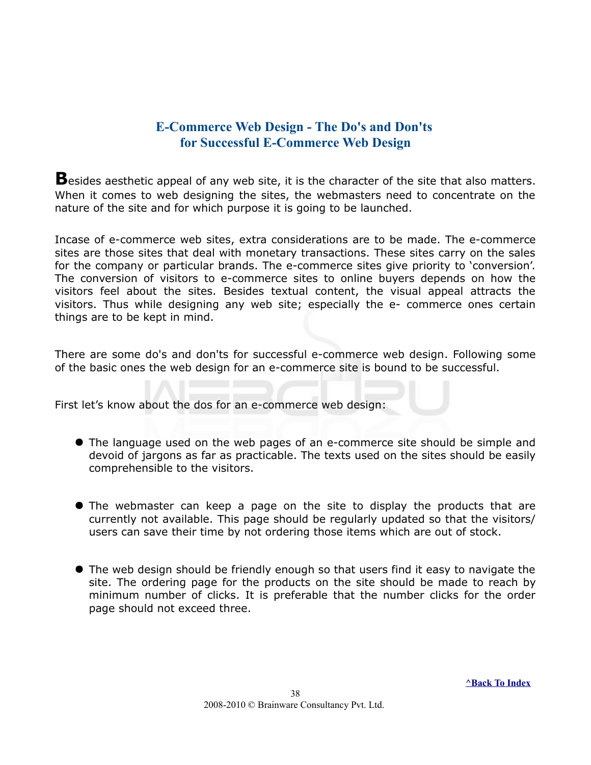## E-Commerce Web Design - The Do's and Don'ts for Successful E-Commerce Web Design

**B**esides aesthetic appeal of any web site, it is the character of the site that also matters. When it comes to web designing the sites, the webmasters need to concentrate on the nature of the site and for which purpose it is going to be launched.

Incase of e-commerce web sites, extra considerations are to be made. The e-commerce sites are those sites that deal with monetary transactions. These sites carry on the sales for the company or particular brands. The e-commerce sites give priority to 'conversion'. The conversion of visitors to e-commerce sites to online buyers depends on how the visitors feel about the sites. Besides textual content, the visual appeal attracts the visitors. Thus while designing any web site; especially the e- commerce ones certain things are to be kept in mind.

There are some do's and don'ts for successful e-commerce web design. Following some of the basic ones the web design for an e-commerce site is bound to be successful.

First let's know about the dos for an e-commerce web design:

- The language used on the web pages of an e-commerce site should be simple and devoid of jargons as far as practicable. The texts used on the sites should be easily comprehensible to the visitors.

- The webmaster can keep a page on the site to display the products that are currently not available. This page should be regularly updated so that the visitors/ users can save their time by not ordering those items which are out of stock.

- The web design should be friendly enough so that users find it easy to navigate the site. The ordering page for the products on the site should be made to reach by minimum number of clicks. It is preferable that the number clicks for the order page should not exceed three.

^Back To Index

2008-2010 © Brainware Consultancy Pvt. Ltd.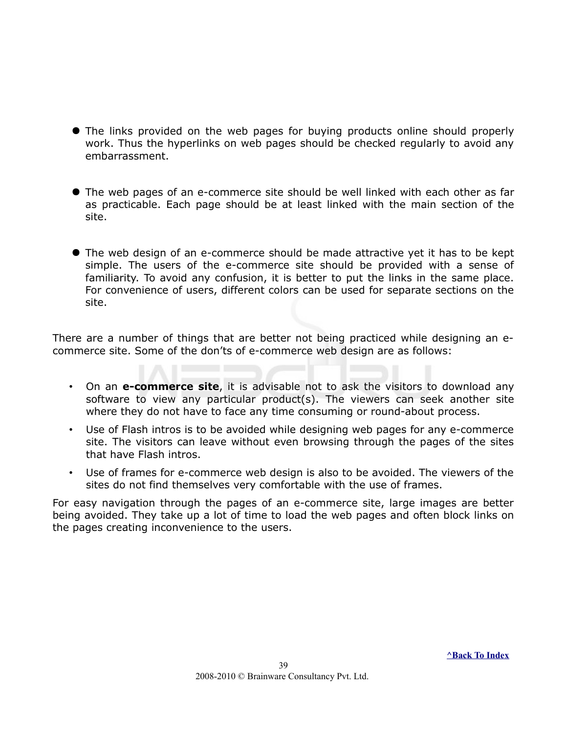- The links provided on the web pages for buying products online should properly work. Thus the hyperlinks on web pages should be checked regularly to avoid any embarrassment.

- The web pages of an e-commerce site should be well linked with each other as far as practicable. Each page should be at least linked with the main section of the site.

- The web design of an e-commerce should be made attractive yet it has to be kept simple. The users of the e-commerce site should be provided with a sense of familiarity. To avoid any confusion, it is better to put the links in the same place. For convenience of users, different colors can be used for separate sections on the site.

There are a number of things that are better not being practiced while designing an e-commerce site. Some of the don'ts of e-commerce web design are as follows:

- On an **e-commerce site**, it is advisable not to ask the visitors to download any software to view any particular product(s). The viewers can seek another site where they do not have to face any time consuming or round-about process.
- Use of Flash intros is to be avoided while designing web pages for any e-commerce site. The visitors can leave without even browsing through the pages of the sites that have Flash intros.
- Use of frames for e-commerce web design is also to be avoided. The viewers of the sites do not find themselves very comfortable with the use of frames.

For easy navigation through the pages of an e-commerce site, large images are better being avoided. They take up a lot of time to load the web pages and often block links on the pages creating inconvenience to the users.

^Back To Index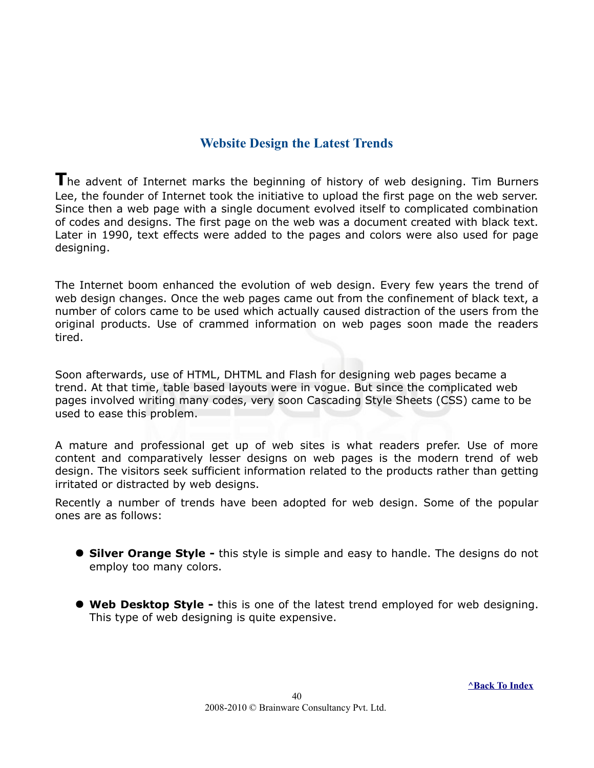## Website Design the Latest Trends

The advent of Internet marks the beginning of history of web designing. Tim Burners Lee, the founder of Internet took the initiative to upload the first page on the web server. Since then a web page with a single document evolved itself to complicated combination of codes and designs. The first page on the web was a document created with black text. Later in 1990, text effects were added to the pages and colors were also used for page designing.

The Internet boom enhanced the evolution of web design. Every few years the trend of web design changes. Once the web pages came out from the confinement of black text, a number of colors came to be used which actually caused distraction of the users from the original products. Use of crammed information on web pages soon made the readers tired.

Soon afterwards, use of HTML, DHTML and Flash for designing web pages became a trend. At that time, table based layouts were in vogue. But since the complicated web pages involved writing many codes, very soon Cascading Style Sheets (CSS) came to be used to ease this problem.

A mature and professional get up of web sites is what readers prefer. Use of more content and comparatively lesser designs on web pages is the modern trend of web design. The visitors seek sufficient information related to the products rather than getting irritated or distracted by web designs.

Recently a number of trends have been adopted for web design. Some of the popular ones are as follows:

- **Silver Orange Style -** this style is simple and easy to handle. The designs do not employ too many colors.

- **Web Desktop Style -** this is one of the latest trend employed for web designing. This type of web designing is quite expensive.

^Back To Index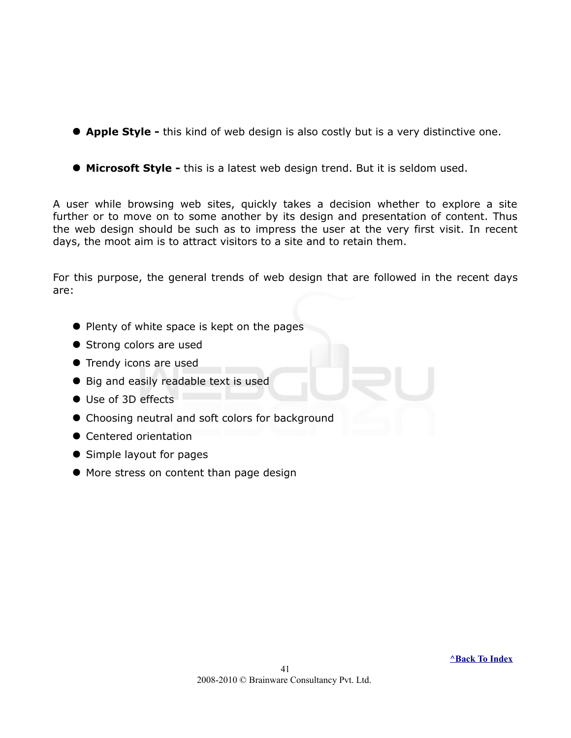- **Apple Style -** this kind of web design is also costly but is a very distinctive one.

- **Microsoft Style -** this is a latest web design trend. But it is seldom used.

A user while browsing web sites, quickly takes a decision whether to explore a site further or to move on to some another by its design and presentation of content. Thus the web design should be such as to impress the user at the very first visit. In recent days, the moot aim is to attract visitors to a site and to retain them.

For this purpose, the general trends of web design that are followed in the recent days are:

- Plenty of white space is kept on the pages
- Strong colors are used
- Trendy icons are used
- Big and easily readable text is used
- Use of 3D effects
- Choosing neutral and soft colors for background
- Centered orientation
- Simple layout for pages
- More stress on content than page design

^Back To Index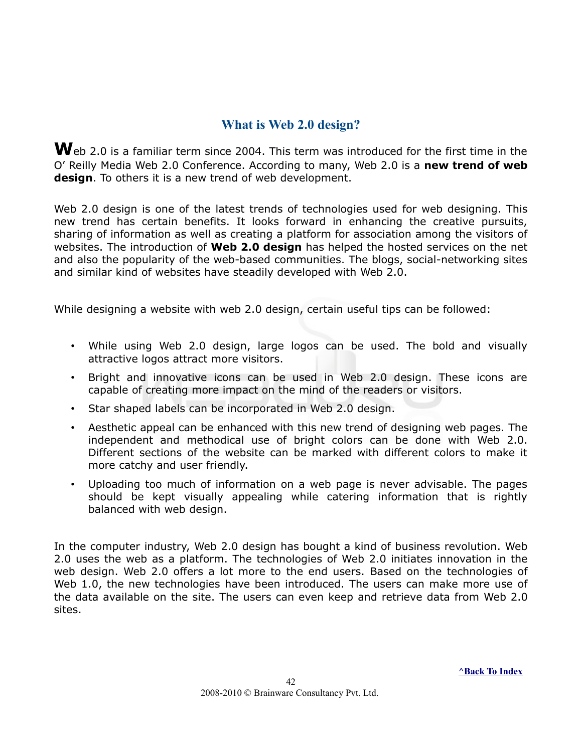## What is Web 2.0 design?

Web 2.0 is a familiar term since 2004. This term was introduced for the first time in the O' Reilly Media Web 2.0 Conference. According to many, Web 2.0 is a **new trend of web design**. To others it is a new trend of web development.

Web 2.0 design is one of the latest trends of technologies used for web designing. This new trend has certain benefits. It looks forward in enhancing the creative pursuits, sharing of information as well as creating a platform for association among the visitors of websites. The introduction of **Web 2.0 design** has helped the hosted services on the net and also the popularity of the web-based communities. The blogs, social-networking sites and similar kind of websites have steadily developed with Web 2.0.

While designing a website with web 2.0 design, certain useful tips can be followed:

- While using Web 2.0 design, large logos can be used. The bold and visually attractive logos attract more visitors.
- Bright and innovative icons can be used in Web 2.0 design. These icons are capable of creating more impact on the mind of the readers or visitors.
- Star shaped labels can be incorporated in Web 2.0 design.
- Aesthetic appeal can be enhanced with this new trend of designing web pages. The independent and methodical use of bright colors can be done with Web 2.0. Different sections of the website can be marked with different colors to make it more catchy and user friendly.
- Uploading too much of information on a web page is never advisable. The pages should be kept visually appealing while catering information that is rightly balanced with web design.

In the computer industry, Web 2.0 design has bought a kind of business revolution. Web 2.0 uses the web as a platform. The technologies of Web 2.0 initiates innovation in the web design. Web 2.0 offers a lot more to the end users. Based on the technologies of Web 1.0, the new technologies have been introduced. The users can make more use of the data available on the site. The users can even keep and retrieve data from Web 2.0 sites.

^Back To Index

2008-2010 © Brainware Consultancy Pvt. Ltd.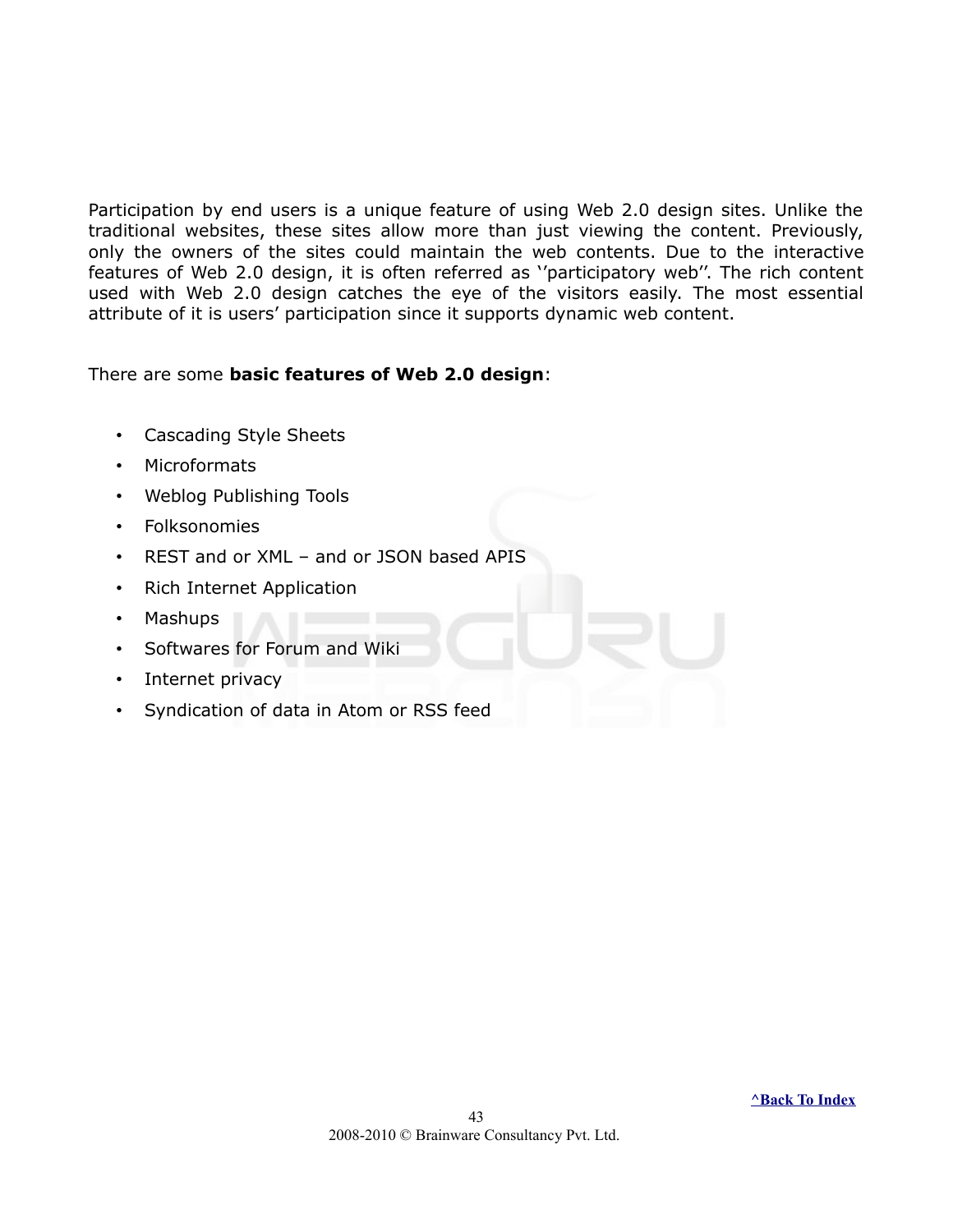Participation by end users is a unique feature of using Web 2.0 design sites. Unlike the traditional websites, these sites allow more than just viewing the content. Previously, only the owners of the sites could maintain the web contents. Due to the interactive features of Web 2.0 design, it is often referred as ‘’participatory web’’. The rich content used with Web 2.0 design catches the eye of the visitors easily. The most essential attribute of it is users’ participation since it supports dynamic web content.

There are some **basic features of Web 2.0 design**:

- Cascading Style Sheets
- Microformats
- Weblog Publishing Tools
- Folksonomies
- REST and or XML – and or JSON based APIS
- Rich Internet Application
- Mashups
- Softwares for Forum and Wiki
- Internet privacy
- Syndication of data in Atom or RSS feed

^Back To Index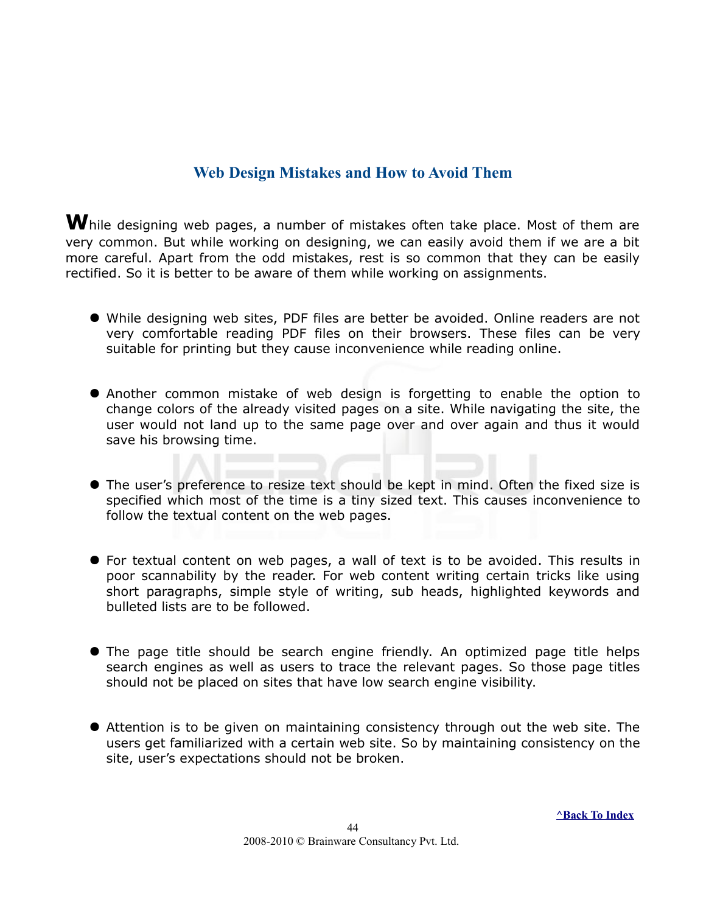## Web Design Mistakes and How to Avoid Them

While designing web pages, a number of mistakes often take place. Most of them are very common. But while working on designing, we can easily avoid them if we are a bit more careful. Apart from the odd mistakes, rest is so common that they can be easily rectified. So it is better to be aware of them while working on assignments.

- While designing web sites, PDF files are better be avoided. Online readers are not very comfortable reading PDF files on their browsers. These files can be very suitable for printing but they cause inconvenience while reading online.

- Another common mistake of web design is forgetting to enable the option to change colors of the already visited pages on a site. While navigating the site, the user would not land up to the same page over and over again and thus it would save his browsing time.

- The user's preference to resize text should be kept in mind. Often the fixed size is specified which most of the time is a tiny sized text. This causes inconvenience to follow the textual content on the web pages.

- For textual content on web pages, a wall of text is to be avoided. This results in poor scannability by the reader. For web content writing certain tricks like using short paragraphs, simple style of writing, sub heads, highlighted keywords and bulleted lists are to be followed.

- The page title should be search engine friendly. An optimized page title helps search engines as well as users to trace the relevant pages. So those page titles should not be placed on sites that have low search engine visibility.

- Attention is to be given on maintaining consistency through out the web site. The users get familiarized with a certain web site. So by maintaining consistency on the site, user's expectations should not be broken.

^Back To Index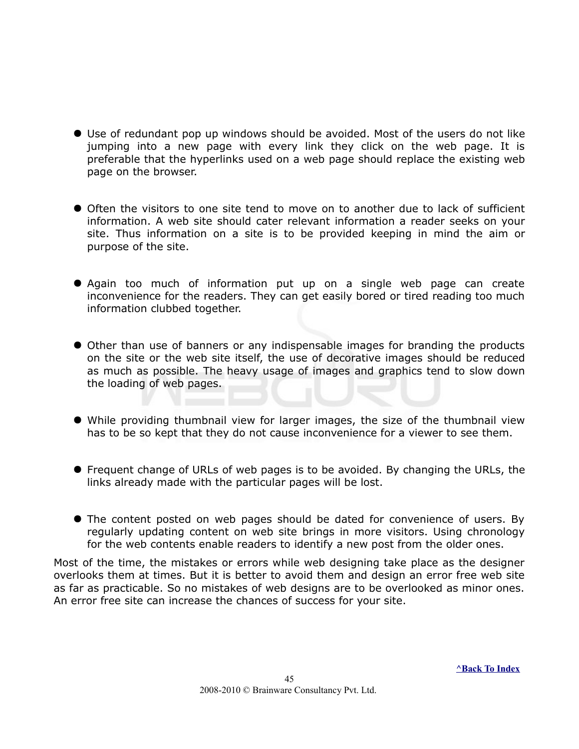- Use of redundant pop up windows should be avoided. Most of the users do not like jumping into a new page with every link they click on the web page. It is preferable that the hyperlinks used on a web page should replace the existing web page on the browser.

- Often the visitors to one site tend to move on to another due to lack of sufficient information. A web site should cater relevant information a reader seeks on your site. Thus information on a site is to be provided keeping in mind the aim or purpose of the site.

- Again too much of information put up on a single web page can create inconvenience for the readers. They can get easily bored or tired reading too much information clubbed together.

- Other than use of banners or any indispensable images for branding the products on the site or the web site itself, the use of decorative images should be reduced as much as possible. The heavy usage of images and graphics tend to slow down the loading of web pages.

- While providing thumbnail view for larger images, the size of the thumbnail view has to be so kept that they do not cause inconvenience for a viewer to see them.

- Frequent change of URLs of web pages is to be avoided. By changing the URLs, the links already made with the particular pages will be lost.

- The content posted on web pages should be dated for convenience of users. By regularly updating content on web site brings in more visitors. Using chronology for the web contents enable readers to identify a new post from the older ones.

Most of the time, the mistakes or errors while web designing take place as the designer overlooks them at times. But it is better to avoid them and design an error free web site as far as practicable. So no mistakes of web designs are to be overlooked as minor ones. An error free site can increase the chances of success for your site.

^Back To Index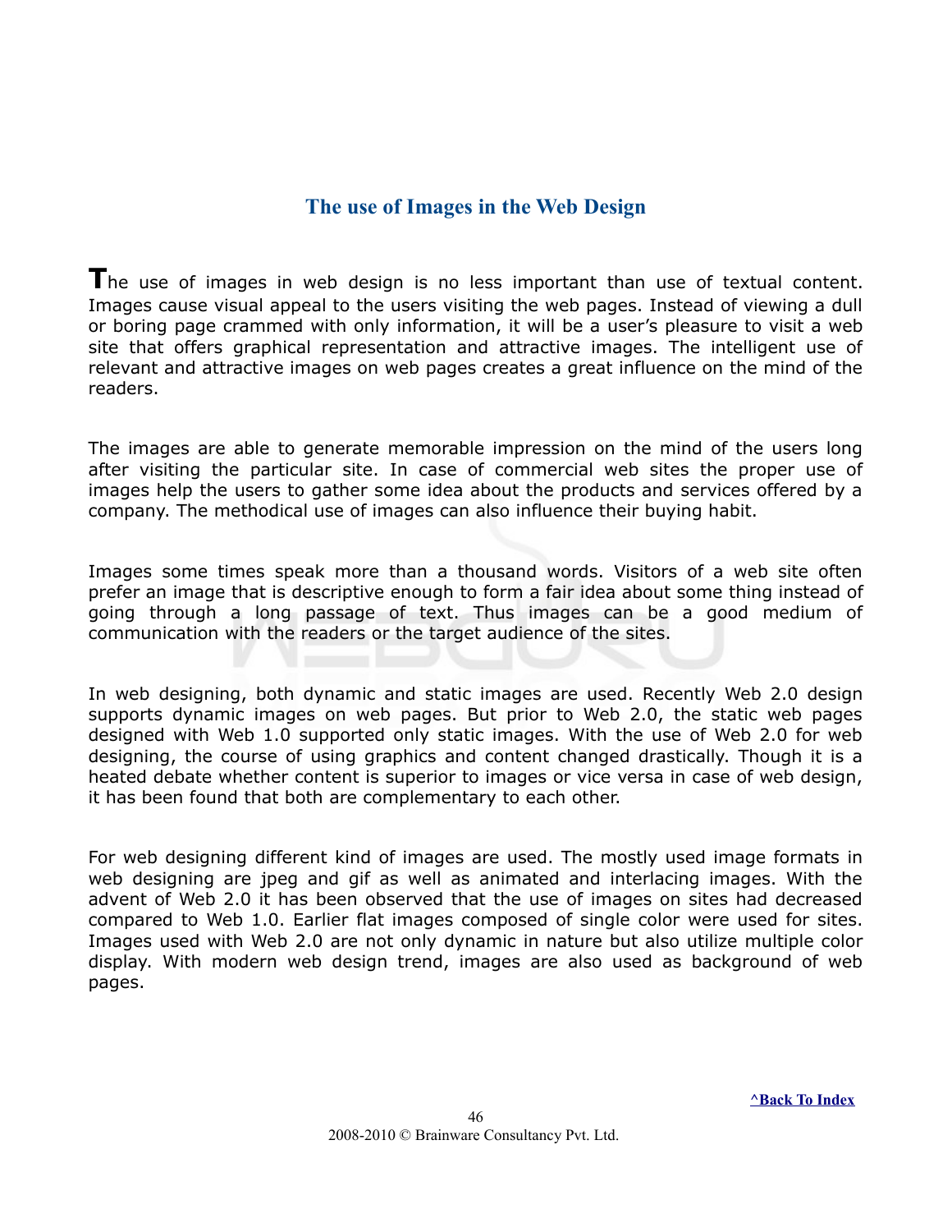## The use of Images in the Web Design

The use of images in web design is no less important than use of textual content. Images cause visual appeal to the users visiting the web pages. Instead of viewing a dull or boring page crammed with only information, it will be a user's pleasure to visit a web site that offers graphical representation and attractive images. The intelligent use of relevant and attractive images on web pages creates a great influence on the mind of the readers.

The images are able to generate memorable impression on the mind of the users long after visiting the particular site. In case of commercial web sites the proper use of images help the users to gather some idea about the products and services offered by a company. The methodical use of images can also influence their buying habit.

Images some times speak more than a thousand words. Visitors of a web site often prefer an image that is descriptive enough to form a fair idea about some thing instead of going through a long passage of text. Thus images can be a good medium of communication with the readers or the target audience of the sites.

In web designing, both dynamic and static images are used. Recently Web 2.0 design supports dynamic images on web pages. But prior to Web 2.0, the static web pages designed with Web 1.0 supported only static images. With the use of Web 2.0 for web designing, the course of using graphics and content changed drastically. Though it is a heated debate whether content is superior to images or vice versa in case of web design, it has been found that both are complementary to each other.

For web designing different kind of images are used. The mostly used image formats in web designing are jpeg and gif as well as animated and interlacing images. With the advent of Web 2.0 it has been observed that the use of images on sites had decreased compared to Web 1.0. Earlier flat images composed of single color were used for sites. Images used with Web 2.0 are not only dynamic in nature but also utilize multiple color display. With modern web design trend, images are also used as background of web pages.

**^Back To Index**

2008-2010 © Brainware Consultancy Pvt. Ltd.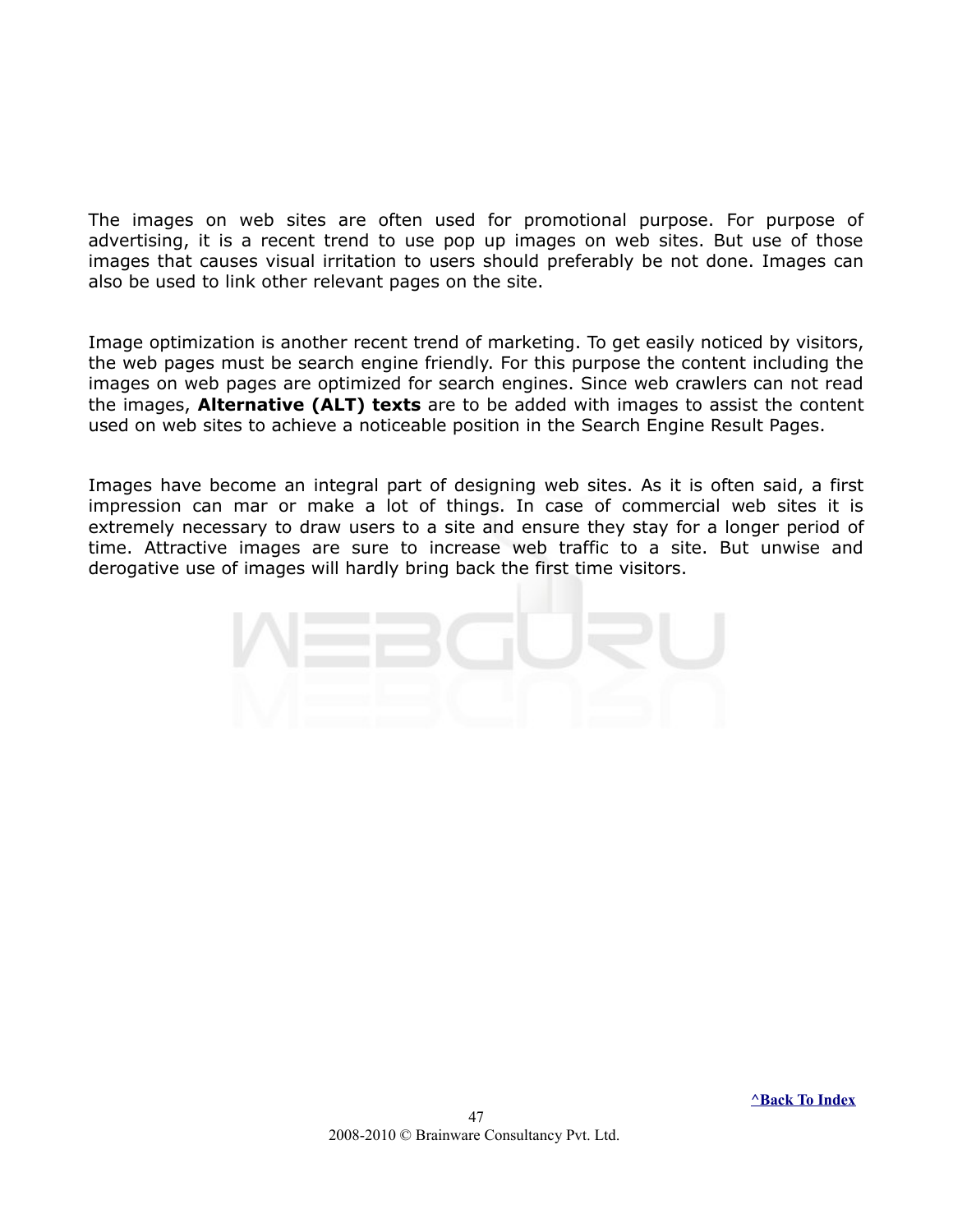The images on web sites are often used for promotional purpose. For purpose of advertising, it is a recent trend to use pop up images on web sites. But use of those images that causes visual irritation to users should preferably be not done. Images can also be used to link other relevant pages on the site.

Image optimization is another recent trend of marketing. To get easily noticed by visitors, the web pages must be search engine friendly. For this purpose the content including the images on web pages are optimized for search engines. Since web crawlers can not read the images, **Alternative (ALT) texts** are to be added with images to assist the content used on web sites to achieve a noticeable position in the Search Engine Result Pages.

Images have become an integral part of designing web sites. As it is often said, a first impression can mar or make a lot of things. In case of commercial web sites it is extremely necessary to draw users to a site and ensure they stay for a longer period of time. Attractive images are sure to increase web traffic to a site. But unwise and derogative use of images will hardly bring back the first time visitors.

^Back To Index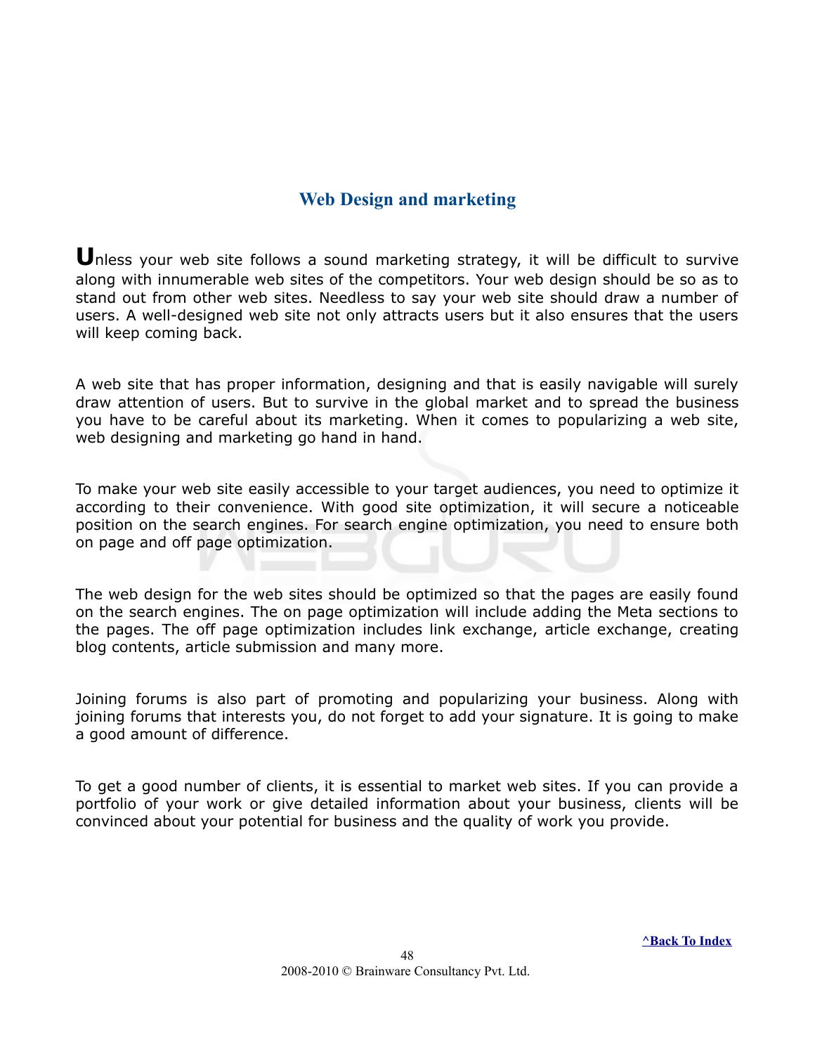## Web Design and marketing

Unless your web site follows a sound marketing strategy, it will be difficult to survive along with innumerable web sites of the competitors. Your web design should be so as to stand out from other web sites. Needless to say your web site should draw a number of users. A well-designed web site not only attracts users but it also ensures that the users will keep coming back.

A web site that has proper information, designing and that is easily navigable will surely draw attention of users. But to survive in the global market and to spread the business you have to be careful about its marketing. When it comes to popularizing a web site, web designing and marketing go hand in hand.

To make your web site easily accessible to your target audiences, you need to optimize it according to their convenience. With good site optimization, it will secure a noticeable position on the search engines. For search engine optimization, you need to ensure both on page and off page optimization.

The web design for the web sites should be optimized so that the pages are easily found on the search engines. The on page optimization will include adding the Meta sections to the pages. The off page optimization includes link exchange, article exchange, creating blog contents, article submission and many more.

Joining forums is also part of promoting and popularizing your business. Along with joining forums that interests you, do not forget to add your signature. It is going to make a good amount of difference.

To get a good number of clients, it is essential to market web sites. If you can provide a portfolio of your work or give detailed information about your business, clients will be convinced about your potential for business and the quality of work you provide.

**^Back To Index**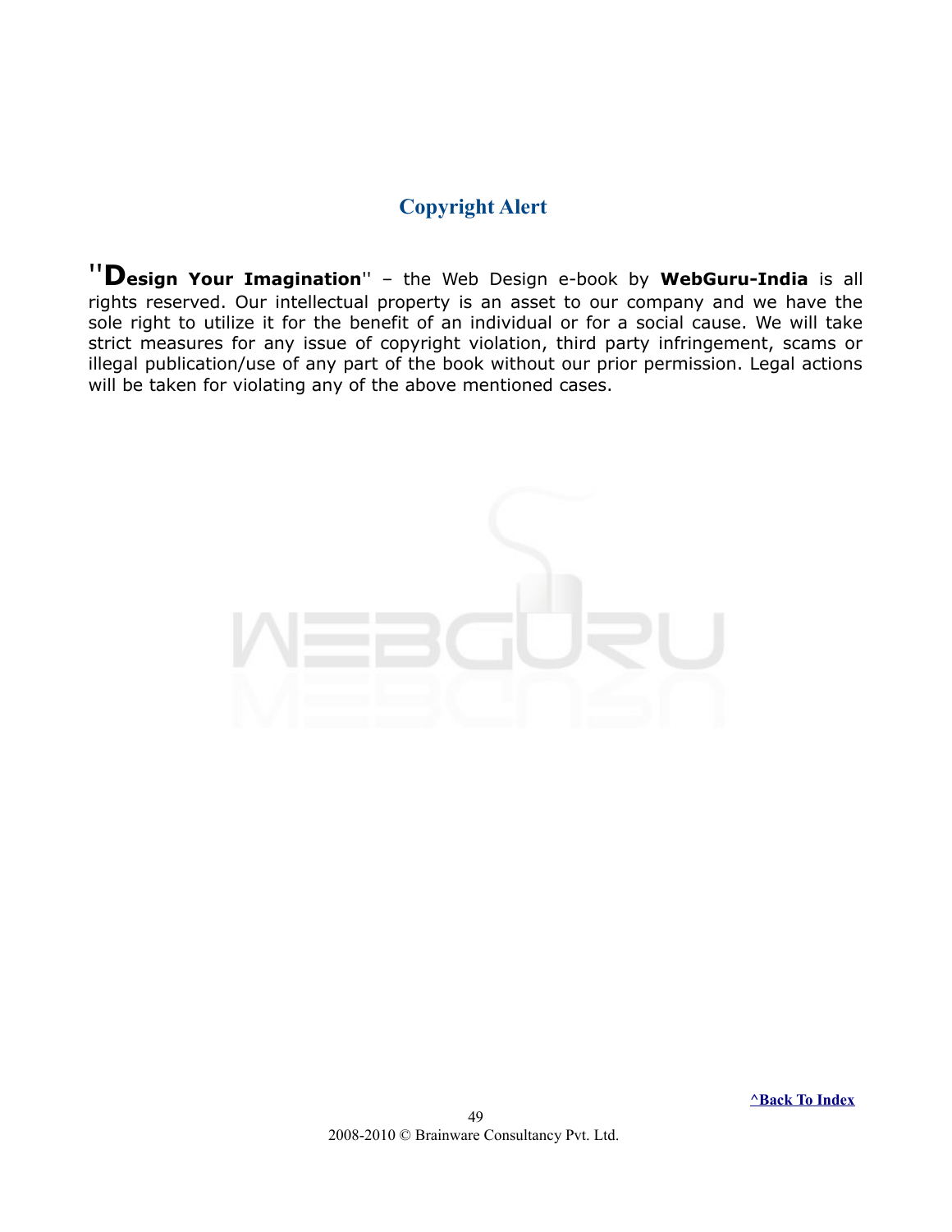## Copyright Alert

"**Design Your Imagination**" – the Web Design e-book by **WebGuru-India** is all rights reserved. Our intellectual property is an asset to our company and we have the sole right to utilize it for the benefit of an individual or for a social cause. We will take strict measures for any issue of copyright violation, third party infringement, scams or illegal publication/use of any part of the book without our prior permission. Legal actions will be taken for violating any of the above mentioned cases.

**^Back To Index**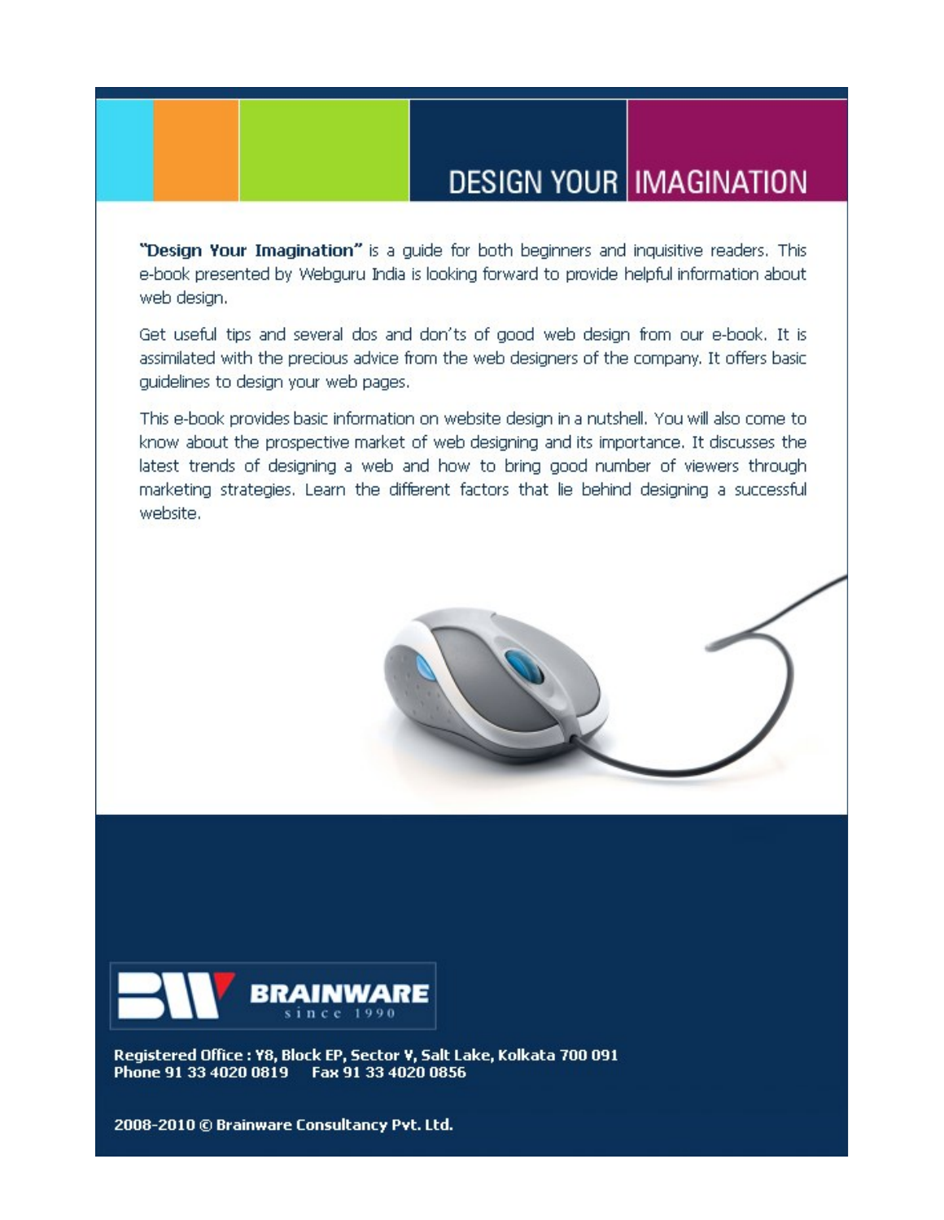# DESIGN YOUR IMAGINATION

**"Design Your Imagination"** is a guide for both beginners and inquisitive readers. This e-book presented by Webguru India is looking forward to provide helpful information about web design.

Get useful tips and several dos and don'ts of good web design from our e-book. It is assimilated with the precious advice from the web designers of the company. It offers basic guidelines to design your web pages.

This e-book provides basic information on website design in a nutshell. You will also come to know about the prospective market of web designing and its importance. It discusses the latest trends of designing a web and how to bring good number of viewers through marketing strategies. Learn the different factors that lie behind designing a successful website.

BRAINWARE since 1990

**Registered Office : Y8, Block EP, Sector V, Salt Lake, Kolkata 700 091**
**Phone 91 33 4020 0819 Fax 91 33 4020 0856**

**2008-2010 © Brainware Consultancy Pvt. Ltd.**